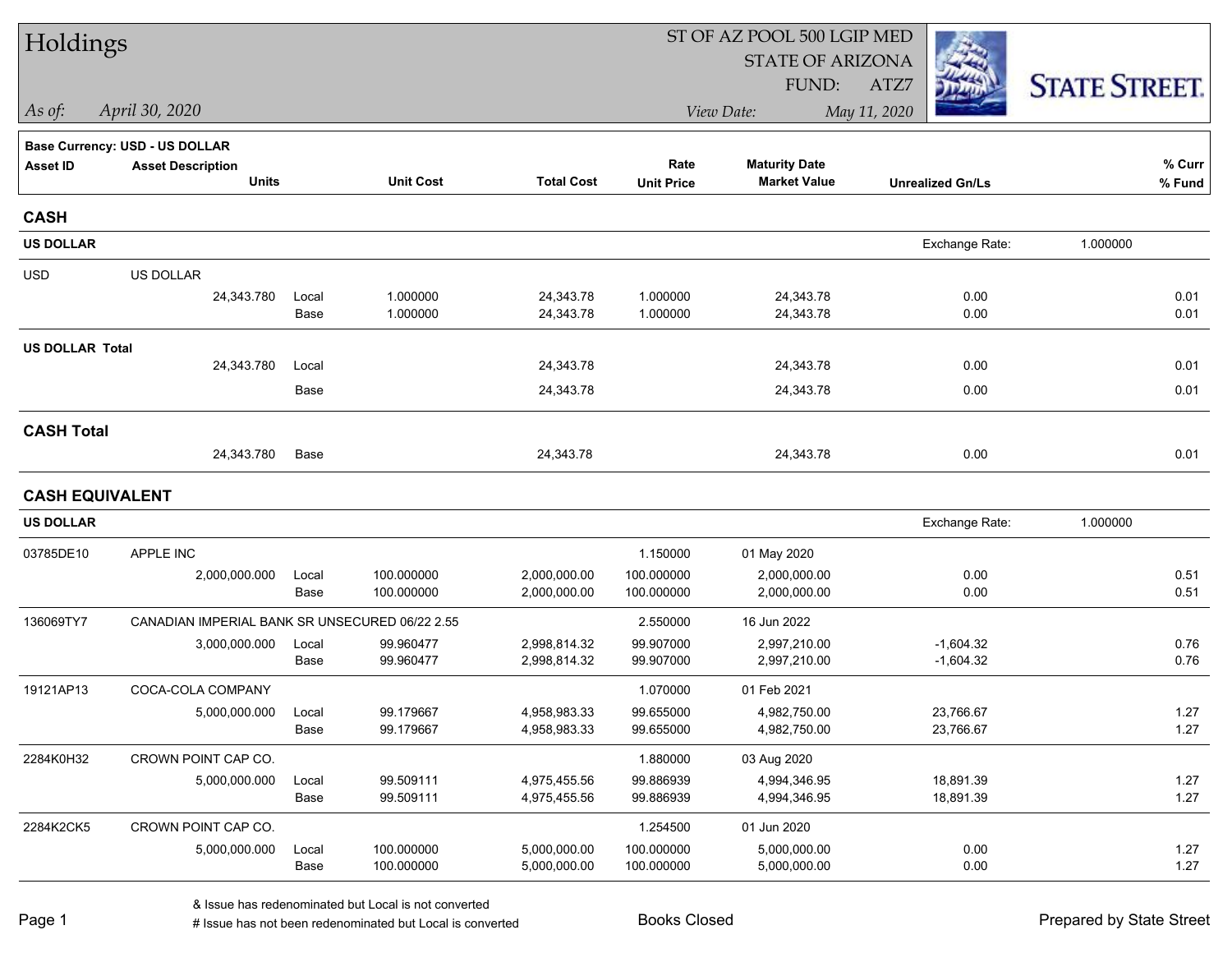# Holdings

ST OF AZ POOL 500 LGIP MED
STATE OF ARIZONA
FUND: ATZ7

*As of:* *April 30, 2020*

*View Date:* *May 11, 2020*

STATE STREET.

**Base Currency: USD - US DOLLAR**

| Asset ID | Asset Description / Units | | Unit Cost | Total Cost | Rate / Unit Price | Maturity Date / Market Value | Unrealized Gn/Ls | % Curr / % Fund |
|---|---|---|---|---|---|---|---|---|
| **CASH** | | | | | | | | |
| **US DOLLAR** | | | | | | | Exchange Rate: 1.000000 | |
| USD | US DOLLAR | | | | | | | |
| | 24,343.780 | Local | 1.000000 | 24,343.78 | 1.000000 | 24,343.78 | 0.00 | 0.01 |
| | | Base | 1.000000 | 24,343.78 | 1.000000 | 24,343.78 | 0.00 | 0.01 |
| **US DOLLAR Total** | | | | | | | | |
| | 24,343.780 | Local | | 24,343.78 | | 24,343.78 | 0.00 | 0.01 |
| | | Base | | 24,343.78 | | 24,343.78 | 0.00 | 0.01 |
| **CASH Total** | | | | | | | | |
| | 24,343.780 | Base | | 24,343.78 | | 24,343.78 | 0.00 | 0.01 |
| **CASH EQUIVALENT** | | | | | | | | |
| **US DOLLAR** | | | | | | | Exchange Rate: 1.000000 | |
| 03785DE10 | APPLE INC | | | | 1.150000 | 01 May 2020 | | |
| | 2,000,000.000 | Local | 100.000000 | 2,000,000.00 | 100.000000 | 2,000,000.00 | 0.00 | 0.51 |
| | | Base | 100.000000 | 2,000,000.00 | 100.000000 | 2,000,000.00 | 0.00 | 0.51 |
| 136069TY7 | CANADIAN IMPERIAL BANK SR UNSECURED 06/22 2.55 | | | | 2.550000 | 16 Jun 2022 | | |
| | 3,000,000.000 | Local | 99.960477 | 2,998,814.32 | 99.907000 | 2,997,210.00 | -1,604.32 | 0.76 |
| | | Base | 99.960477 | 2,998,814.32 | 99.907000 | 2,997,210.00 | -1,604.32 | 0.76 |
| 19121AP13 | COCA-COLA COMPANY | | | | 1.070000 | 01 Feb 2021 | | |
| | 5,000,000.000 | Local | 99.179667 | 4,958,983.33 | 99.655000 | 4,982,750.00 | 23,766.67 | 1.27 |
| | | Base | 99.179667 | 4,958,983.33 | 99.655000 | 4,982,750.00 | 23,766.67 | 1.27 |
| 2284K0H32 | CROWN POINT CAP CO. | | | | 1.880000 | 03 Aug 2020 | | |
| | 5,000,000.000 | Local | 99.509111 | 4,975,455.56 | 99.886939 | 4,994,346.95 | 18,891.39 | 1.27 |
| | | Base | 99.509111 | 4,975,455.56 | 99.886939 | 4,994,346.95 | 18,891.39 | 1.27 |
| 2284K2CK5 | CROWN POINT CAP CO. | | | | 1.254500 | 01 Jun 2020 | | |
| | 5,000,000.000 | Local | 100.000000 | 5,000,000.00 | 100.000000 | 5,000,000.00 | 0.00 | 1.27 |
| | | Base | 100.000000 | 5,000,000.00 | 100.000000 | 5,000,000.00 | 0.00 | 1.27 |

& Issue has redenominated but Local is not converted
# Issue has not been redenominated but Local is converted

Books Closed

Prepared by State Street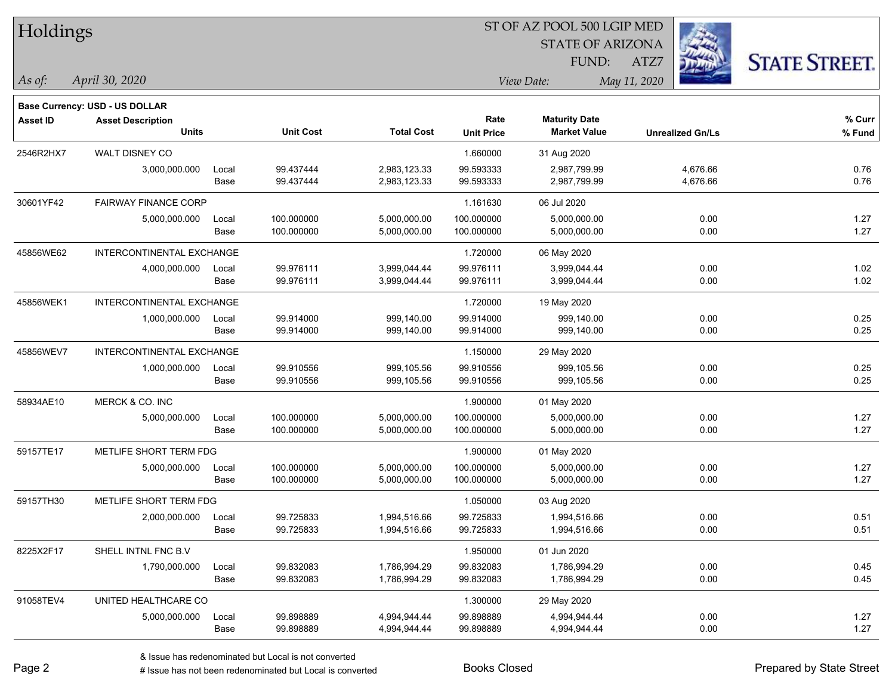# Holdings

ST OF AZ POOL 500 LGIP MED
STATE OF ARIZONA
FUND: ATZ7

*As of:* *April 30, 2020*

*View Date:* *May 11, 2020*

STATE STREET.

**Base Currency: USD - US DOLLAR**

| Asset ID | Asset Description / Units | | Unit Cost | Total Cost | Rate / Unit Price | Maturity Date / Market Value | Unrealized Gn/Ls | % Curr / % Fund |
|---|---|---|---|---|---|---|---|---|
| 2546R2HX7 | WALT DISNEY CO | | | | 1.660000 | 31 Aug 2020 | | |
| | 3,000,000.000 | Local | 99.437444 | 2,983,123.33 | 99.593333 | 2,987,799.99 | 4,676.66 | 0.76 |
| | | Base | 99.437444 | 2,983,123.33 | 99.593333 | 2,987,799.99 | 4,676.66 | 0.76 |
| 30601YF42 | FAIRWAY FINANCE CORP | | | | 1.161630 | 06 Jul 2020 | | |
| | 5,000,000.000 | Local | 100.000000 | 5,000,000.00 | 100.000000 | 5,000,000.00 | 0.00 | 1.27 |
| | | Base | 100.000000 | 5,000,000.00 | 100.000000 | 5,000,000.00 | 0.00 | 1.27 |
| 45856WE62 | INTERCONTINENTAL EXCHANGE | | | | 1.720000 | 06 May 2020 | | |
| | 4,000,000.000 | Local | 99.976111 | 3,999,044.44 | 99.976111 | 3,999,044.44 | 0.00 | 1.02 |
| | | Base | 99.976111 | 3,999,044.44 | 99.976111 | 3,999,044.44 | 0.00 | 1.02 |
| 45856WEK1 | INTERCONTINENTAL EXCHANGE | | | | 1.720000 | 19 May 2020 | | |
| | 1,000,000.000 | Local | 99.914000 | 999,140.00 | 99.914000 | 999,140.00 | 0.00 | 0.25 |
| | | Base | 99.914000 | 999,140.00 | 99.914000 | 999,140.00 | 0.00 | 0.25 |
| 45856WEV7 | INTERCONTINENTAL EXCHANGE | | | | 1.150000 | 29 May 2020 | | |
| | 1,000,000.000 | Local | 99.910556 | 999,105.56 | 99.910556 | 999,105.56 | 0.00 | 0.25 |
| | | Base | 99.910556 | 999,105.56 | 99.910556 | 999,105.56 | 0.00 | 0.25 |
| 58934AE10 | MERCK & CO. INC | | | | 1.900000 | 01 May 2020 | | |
| | 5,000,000.000 | Local | 100.000000 | 5,000,000.00 | 100.000000 | 5,000,000.00 | 0.00 | 1.27 |
| | | Base | 100.000000 | 5,000,000.00 | 100.000000 | 5,000,000.00 | 0.00 | 1.27 |
| 59157TE17 | METLIFE SHORT TERM FDG | | | | 1.900000 | 01 May 2020 | | |
| | 5,000,000.000 | Local | 100.000000 | 5,000,000.00 | 100.000000 | 5,000,000.00 | 0.00 | 1.27 |
| | | Base | 100.000000 | 5,000,000.00 | 100.000000 | 5,000,000.00 | 0.00 | 1.27 |
| 59157TH30 | METLIFE SHORT TERM FDG | | | | 1.050000 | 03 Aug 2020 | | |
| | 2,000,000.000 | Local | 99.725833 | 1,994,516.66 | 99.725833 | 1,994,516.66 | 0.00 | 0.51 |
| | | Base | 99.725833 | 1,994,516.66 | 99.725833 | 1,994,516.66 | 0.00 | 0.51 |
| 8225X2F17 | SHELL INTNL FNC B.V | | | | 1.950000 | 01 Jun 2020 | | |
| | 1,790,000.000 | Local | 99.832083 | 1,786,994.29 | 99.832083 | 1,786,994.29 | 0.00 | 0.45 |
| | | Base | 99.832083 | 1,786,994.29 | 99.832083 | 1,786,994.29 | 0.00 | 0.45 |
| 91058TEV4 | UNITED HEALTHCARE CO | | | | 1.300000 | 29 May 2020 | | |
| | 5,000,000.000 | Local | 99.898889 | 4,994,944.44 | 99.898889 | 4,994,944.44 | 0.00 | 1.27 |
| | | Base | 99.898889 | 4,994,944.44 | 99.898889 | 4,994,944.44 | 0.00 | 1.27 |

& Issue has redenominated but Local is not converted

# Issue has not been redenominated but Local is converted

Books Closed

Prepared by State Street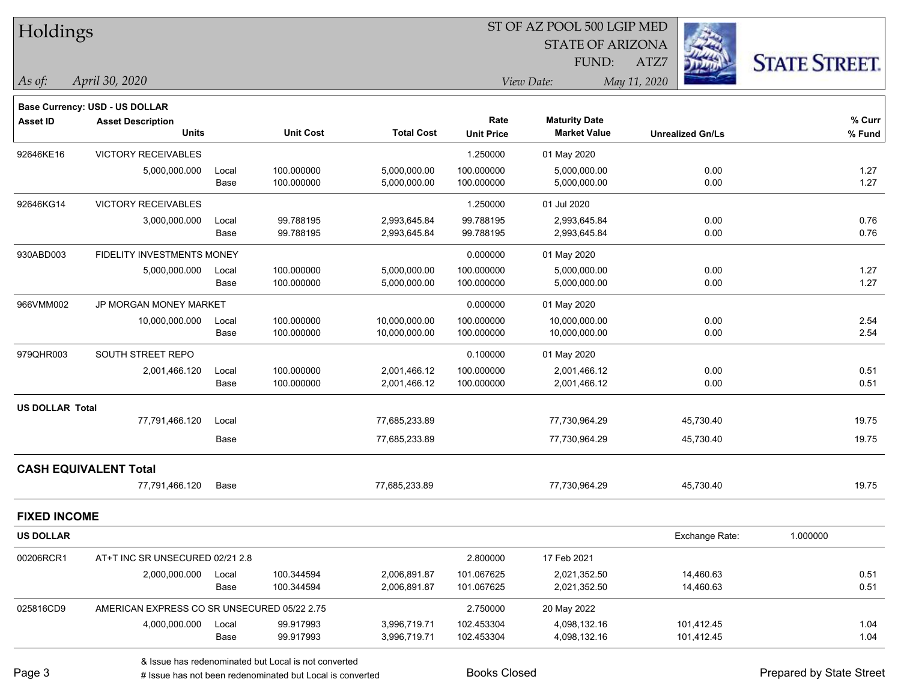# Holdings

ST OF AZ POOL 500 LGIP MED
STATE OF ARIZONA
FUND: ATZ7

*As of: April 30, 2020*

*View Date: May 11, 2020*

**Base Currency: USD - US DOLLAR**

| Asset ID | Asset Description / Units | | Unit Cost | Total Cost | Rate / Unit Price | Maturity Date / Market Value | Unrealized Gn/Ls | % Curr / % Fund |
|---|---|---|---|---|---|---|---|---|
| 92646KE16 | VICTORY RECEIVABLES | | | | 1.250000 | 01 May 2020 | | |
| | 5,000,000.000 | Local | 100.000000 | 5,000,000.00 | 100.000000 | 5,000,000.00 | 0.00 | 1.27 |
| | | Base | 100.000000 | 5,000,000.00 | 100.000000 | 5,000,000.00 | 0.00 | 1.27 |
| 92646KG14 | VICTORY RECEIVABLES | | | | 1.250000 | 01 Jul 2020 | | |
| | 3,000,000.000 | Local | 99.788195 | 2,993,645.84 | 99.788195 | 2,993,645.84 | 0.00 | 0.76 |
| | | Base | 99.788195 | 2,993,645.84 | 99.788195 | 2,993,645.84 | 0.00 | 0.76 |
| 930ABD003 | FIDELITY INVESTMENTS MONEY | | | | 0.000000 | 01 May 2020 | | |
| | 5,000,000.000 | Local | 100.000000 | 5,000,000.00 | 100.000000 | 5,000,000.00 | 0.00 | 1.27 |
| | | Base | 100.000000 | 5,000,000.00 | 100.000000 | 5,000,000.00 | 0.00 | 1.27 |
| 966VMM002 | JP MORGAN MONEY MARKET | | | | 0.000000 | 01 May 2020 | | |
| | 10,000,000.000 | Local | 100.000000 | 10,000,000.00 | 100.000000 | 10,000,000.00 | 0.00 | 2.54 |
| | | Base | 100.000000 | 10,000,000.00 | 100.000000 | 10,000,000.00 | 0.00 | 2.54 |
| 979QHR003 | SOUTH STREET REPO | | | | 0.100000 | 01 May 2020 | | |
| | 2,001,466.120 | Local | 100.000000 | 2,001,466.12 | 100.000000 | 2,001,466.12 | 0.00 | 0.51 |
| | | Base | 100.000000 | 2,001,466.12 | 100.000000 | 2,001,466.12 | 0.00 | 0.51 |
| **US DOLLAR Total** | | | | | | | | |
| | 77,791,466.120 | Local | | 77,685,233.89 | | 77,730,964.29 | 45,730.40 | 19.75 |
| | | Base | | 77,685,233.89 | | 77,730,964.29 | 45,730.40 | 19.75 |
| **CASH EQUIVALENT Total** | | | | | | | | |
| | 77,791,466.120 | Base | | 77,685,233.89 | | 77,730,964.29 | 45,730.40 | 19.75 |

## FIXED INCOME

**US DOLLAR** — Exchange Rate: 1.000000

| Asset ID | Asset Description / Units | | Unit Cost | Total Cost | Rate / Unit Price | Maturity Date / Market Value | Unrealized Gn/Ls | % Curr / % Fund |
|---|---|---|---|---|---|---|---|---|
| 00206RCR1 | AT+T INC SR UNSECURED 02/21 2.8 | | | | 2.800000 | 17 Feb 2021 | | |
| | 2,000,000.000 | Local | 100.344594 | 2,006,891.87 | 101.067625 | 2,021,352.50 | 14,460.63 | 0.51 |
| | | Base | 100.344594 | 2,006,891.87 | 101.067625 | 2,021,352.50 | 14,460.63 | 0.51 |
| 025816CD9 | AMERICAN EXPRESS CO SR UNSECURED 05/22 2.75 | | | | 2.750000 | 20 May 2022 | | |
| | 4,000,000.000 | Local | 99.917993 | 3,996,719.71 | 102.453304 | 4,098,132.16 | 101,412.45 | 1.04 |
| | | Base | 99.917993 | 3,996,719.71 | 102.453304 | 4,098,132.16 | 101,412.45 | 1.04 |

& Issue has redenominated but Local is not converted
# Issue has not been redenominated but Local is converted

Books Closed

Prepared by State Street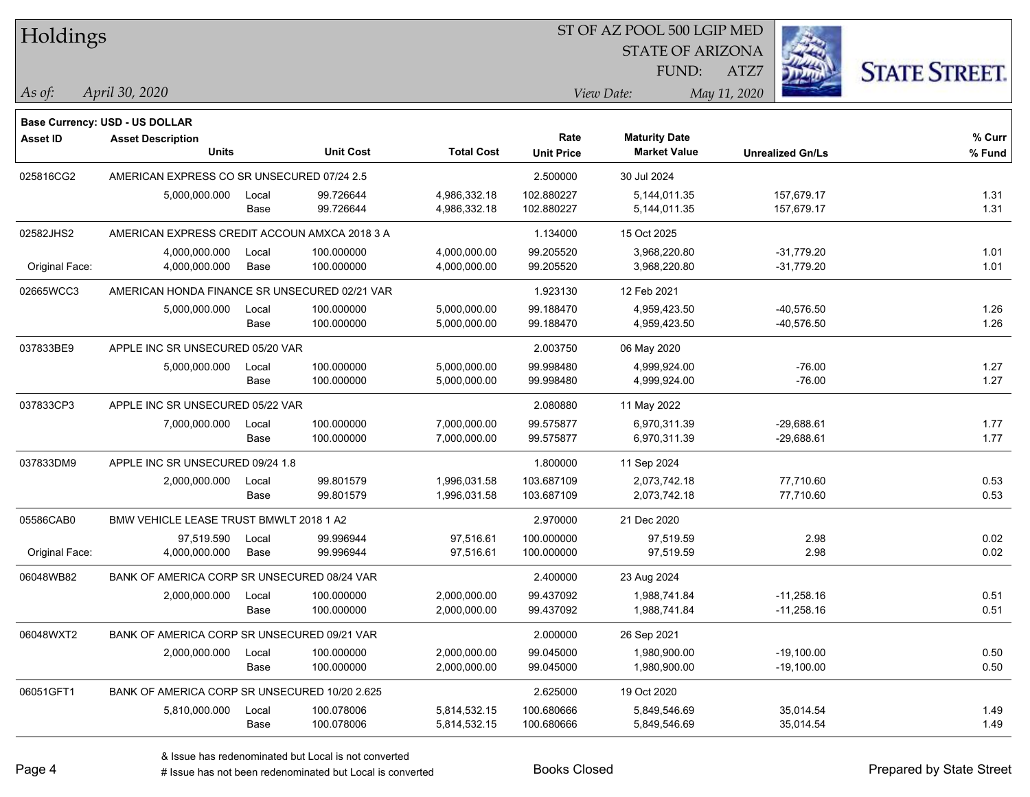# Holdings

ST OF AZ POOL 500 LGIP MED
STATE OF ARIZONA
FUND: ATZ7

*As of:* *April 30, 2020*

*View Date:* *May 11, 2020*

**Base Currency: USD - US DOLLAR**

| Asset ID | Asset Description / Units | | Unit Cost | Total Cost | Rate / Unit Price | Maturity Date / Market Value | Unrealized Gn/Ls | % Curr / % Fund |
|---|---|---|---|---|---|---|---|---|
| 025816CG2 | AMERICAN EXPRESS CO SR UNSECURED 07/24 2.5 | | | | 2.500000 | 30 Jul 2024 | | |
| | 5,000,000.000 | Local | 99.726644 | 4,986,332.18 | 102.880227 | 5,144,011.35 | 157,679.17 | 1.31 |
| | | Base | 99.726644 | 4,986,332.18 | 102.880227 | 5,144,011.35 | 157,679.17 | 1.31 |
| 02582JHS2 | AMERICAN EXPRESS CREDIT ACCOUN AMXCA 2018 3 A | | | | 1.134000 | 15 Oct 2025 | | |
| | 4,000,000.000 | Local | 100.000000 | 4,000,000.00 | 99.205520 | 3,968,220.80 | -31,779.20 | 1.01 |
| Original Face: | 4,000,000.000 | Base | 100.000000 | 4,000,000.00 | 99.205520 | 3,968,220.80 | -31,779.20 | 1.01 |
| 02665WCC3 | AMERICAN HONDA FINANCE SR UNSECURED 02/21 VAR | | | | 1.923130 | 12 Feb 2021 | | |
| | 5,000,000.000 | Local | 100.000000 | 5,000,000.00 | 99.188470 | 4,959,423.50 | -40,576.50 | 1.26 |
| | | Base | 100.000000 | 5,000,000.00 | 99.188470 | 4,959,423.50 | -40,576.50 | 1.26 |
| 037833BE9 | APPLE INC SR UNSECURED 05/20 VAR | | | | 2.003750 | 06 May 2020 | | |
| | 5,000,000.000 | Local | 100.000000 | 5,000,000.00 | 99.998480 | 4,999,924.00 | -76.00 | 1.27 |
| | | Base | 100.000000 | 5,000,000.00 | 99.998480 | 4,999,924.00 | -76.00 | 1.27 |
| 037833CP3 | APPLE INC SR UNSECURED 05/22 VAR | | | | 2.080880 | 11 May 2022 | | |
| | 7,000,000.000 | Local | 100.000000 | 7,000,000.00 | 99.575877 | 6,970,311.39 | -29,688.61 | 1.77 |
| | | Base | 100.000000 | 7,000,000.00 | 99.575877 | 6,970,311.39 | -29,688.61 | 1.77 |
| 037833DM9 | APPLE INC SR UNSECURED 09/24 1.8 | | | | 1.800000 | 11 Sep 2024 | | |
| | 2,000,000.000 | Local | 99.801579 | 1,996,031.58 | 103.687109 | 2,073,742.18 | 77,710.60 | 0.53 |
| | | Base | 99.801579 | 1,996,031.58 | 103.687109 | 2,073,742.18 | 77,710.60 | 0.53 |
| 05586CAB0 | BMW VEHICLE LEASE TRUST BMWLT 2018 1 A2 | | | | 2.970000 | 21 Dec 2020 | | |
| | 97,519.590 | Local | 99.996944 | 97,516.61 | 100.000000 | 97,519.59 | 2.98 | 0.02 |
| Original Face: | 4,000,000.000 | Base | 99.996944 | 97,516.61 | 100.000000 | 97,519.59 | 2.98 | 0.02 |
| 06048WB82 | BANK OF AMERICA CORP SR UNSECURED 08/24 VAR | | | | 2.400000 | 23 Aug 2024 | | |
| | 2,000,000.000 | Local | 100.000000 | 2,000,000.00 | 99.437092 | 1,988,741.84 | -11,258.16 | 0.51 |
| | | Base | 100.000000 | 2,000,000.00 | 99.437092 | 1,988,741.84 | -11,258.16 | 0.51 |
| 06048WXT2 | BANK OF AMERICA CORP SR UNSECURED 09/21 VAR | | | | 2.000000 | 26 Sep 2021 | | |
| | 2,000,000.000 | Local | 100.000000 | 2,000,000.00 | 99.045000 | 1,980,900.00 | -19,100.00 | 0.50 |
| | | Base | 100.000000 | 2,000,000.00 | 99.045000 | 1,980,900.00 | -19,100.00 | 0.50 |
| 06051GFT1 | BANK OF AMERICA CORP SR UNSECURED 10/20 2.625 | | | | 2.625000 | 19 Oct 2020 | | |
| | 5,810,000.000 | Local | 100.078006 | 5,814,532.15 | 100.680666 | 5,849,546.69 | 35,014.54 | 1.49 |
| | | Base | 100.078006 | 5,814,532.15 | 100.680666 | 5,849,546.69 | 35,014.54 | 1.49 |

& Issue has redenominated but Local is not converted
# Issue has not been redenominated but Local is converted

Books Closed

Prepared by State Street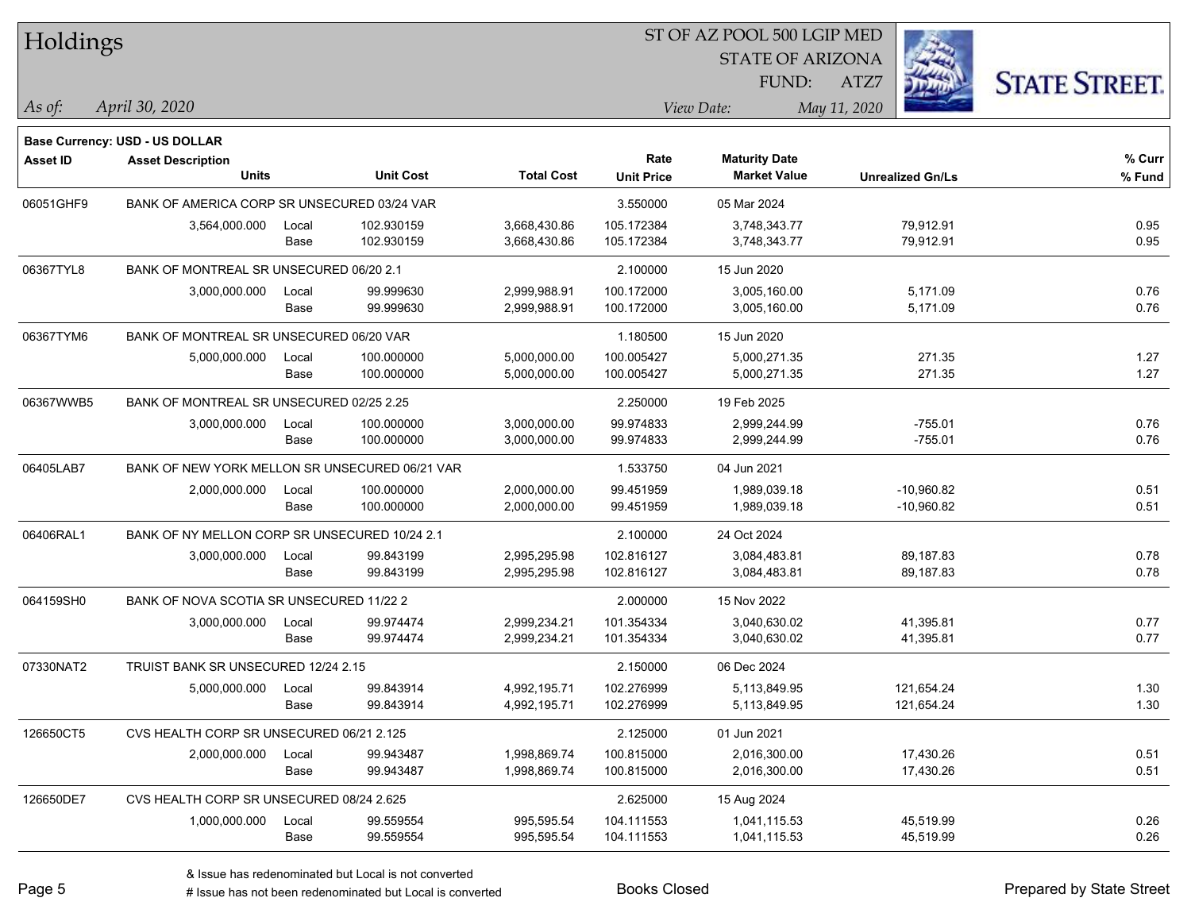# Holdings

ST OF AZ POOL 500 LGIP MED
STATE OF ARIZONA
FUND: ATZ7

*As of:* *April 30, 2020*

*View Date:* *May 11, 2020*

**Base Currency: USD - US DOLLAR**

| Asset ID | Asset Description / Units | | Unit Cost | Total Cost | Rate / Unit Price | Maturity Date / Market Value | Unrealized Gn/Ls | % Curr / % Fund |
|---|---|---|---|---|---|---|---|---|
| 06051GHF9 | BANK OF AMERICA CORP SR UNSECURED 03/24 VAR | | | | 3.550000 | 05 Mar 2024 | | |
| | 3,564,000.000 | Local | 102.930159 | 3,668,430.86 | 105.172384 | 3,748,343.77 | 79,912.91 | 0.95 |
| | | Base | 102.930159 | 3,668,430.86 | 105.172384 | 3,748,343.77 | 79,912.91 | 0.95 |
| 06367TYL8 | BANK OF MONTREAL SR UNSECURED 06/20 2.1 | | | | 2.100000 | 15 Jun 2020 | | |
| | 3,000,000.000 | Local | 99.999630 | 2,999,988.91 | 100.172000 | 3,005,160.00 | 5,171.09 | 0.76 |
| | | Base | 99.999630 | 2,999,988.91 | 100.172000 | 3,005,160.00 | 5,171.09 | 0.76 |
| 06367TYM6 | BANK OF MONTREAL SR UNSECURED 06/20 VAR | | | | 1.180500 | 15 Jun 2020 | | |
| | 5,000,000.000 | Local | 100.000000 | 5,000,000.00 | 100.005427 | 5,000,271.35 | 271.35 | 1.27 |
| | | Base | 100.000000 | 5,000,000.00 | 100.005427 | 5,000,271.35 | 271.35 | 1.27 |
| 06367WWB5 | BANK OF MONTREAL SR UNSECURED 02/25 2.25 | | | | 2.250000 | 19 Feb 2025 | | |
| | 3,000,000.000 | Local | 100.000000 | 3,000,000.00 | 99.974833 | 2,999,244.99 | -755.01 | 0.76 |
| | | Base | 100.000000 | 3,000,000.00 | 99.974833 | 2,999,244.99 | -755.01 | 0.76 |
| 06405LAB7 | BANK OF NEW YORK MELLON SR UNSECURED 06/21 VAR | | | | 1.533750 | 04 Jun 2021 | | |
| | 2,000,000.000 | Local | 100.000000 | 2,000,000.00 | 99.451959 | 1,989,039.18 | -10,960.82 | 0.51 |
| | | Base | 100.000000 | 2,000,000.00 | 99.451959 | 1,989,039.18 | -10,960.82 | 0.51 |
| 06406RAL1 | BANK OF NY MELLON CORP SR UNSECURED 10/24 2.1 | | | | 2.100000 | 24 Oct 2024 | | |
| | 3,000,000.000 | Local | 99.843199 | 2,995,295.98 | 102.816127 | 3,084,483.81 | 89,187.83 | 0.78 |
| | | Base | 99.843199 | 2,995,295.98 | 102.816127 | 3,084,483.81 | 89,187.83 | 0.78 |
| 064159SH0 | BANK OF NOVA SCOTIA SR UNSECURED 11/22 2 | | | | 2.000000 | 15 Nov 2022 | | |
| | 3,000,000.000 | Local | 99.974474 | 2,999,234.21 | 101.354334 | 3,040,630.02 | 41,395.81 | 0.77 |
| | | Base | 99.974474 | 2,999,234.21 | 101.354334 | 3,040,630.02 | 41,395.81 | 0.77 |
| 07330NAT2 | TRUIST BANK SR UNSECURED 12/24 2.15 | | | | 2.150000 | 06 Dec 2024 | | |
| | 5,000,000.000 | Local | 99.843914 | 4,992,195.71 | 102.276999 | 5,113,849.95 | 121,654.24 | 1.30 |
| | | Base | 99.843914 | 4,992,195.71 | 102.276999 | 5,113,849.95 | 121,654.24 | 1.30 |
| 126650CT5 | CVS HEALTH CORP SR UNSECURED 06/21 2.125 | | | | 2.125000 | 01 Jun 2021 | | |
| | 2,000,000.000 | Local | 99.943487 | 1,998,869.74 | 100.815000 | 2,016,300.00 | 17,430.26 | 0.51 |
| | | Base | 99.943487 | 1,998,869.74 | 100.815000 | 2,016,300.00 | 17,430.26 | 0.51 |
| 126650DE7 | CVS HEALTH CORP SR UNSECURED 08/24 2.625 | | | | 2.625000 | 15 Aug 2024 | | |
| | 1,000,000.000 | Local | 99.559554 | 995,595.54 | 104.111553 | 1,041,115.53 | 45,519.99 | 0.26 |
| | | Base | 99.559554 | 995,595.54 | 104.111553 | 1,041,115.53 | 45,519.99 | 0.26 |

& Issue has redenominated but Local is not converted
# Issue has not been redenominated but Local is converted

Books Closed

Prepared by State Street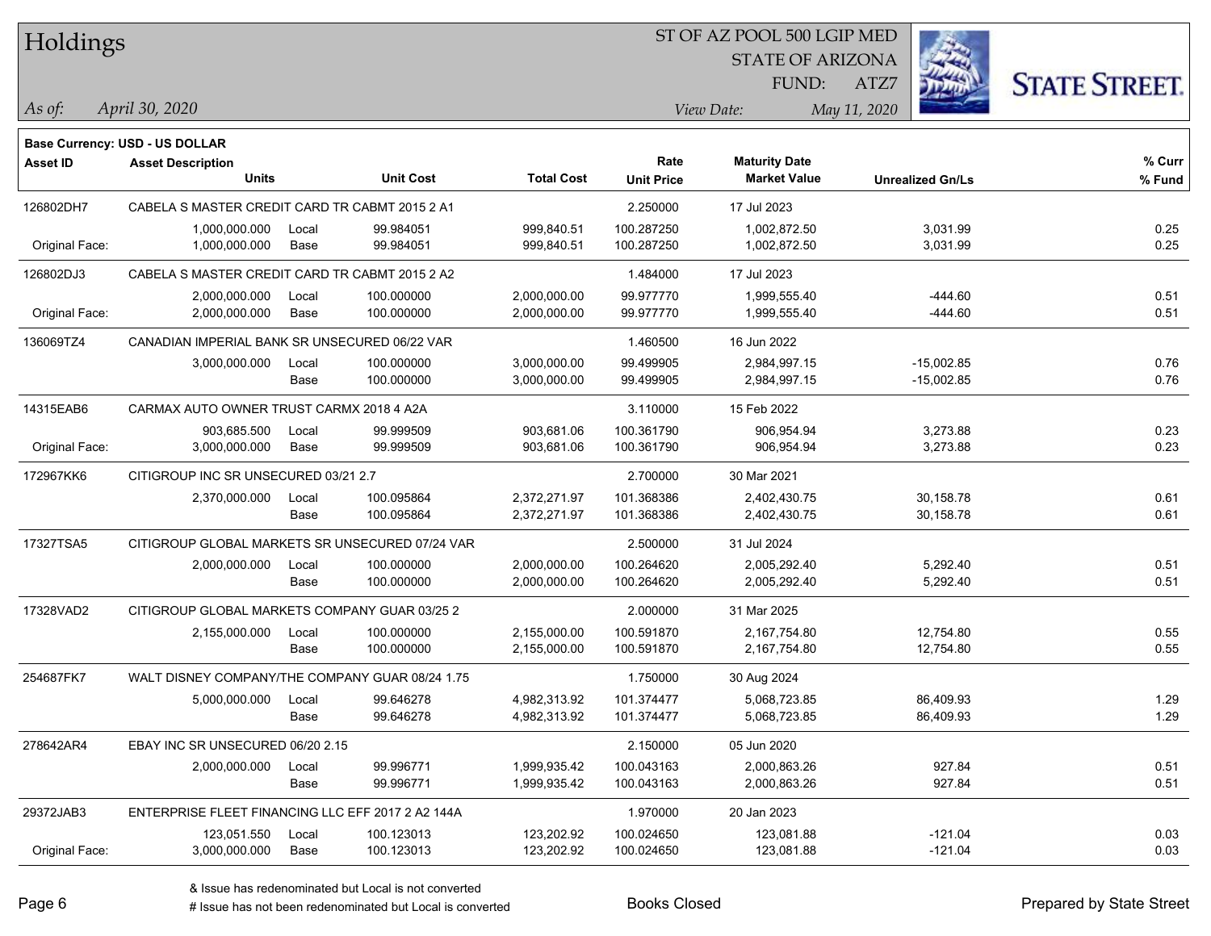# Holdings

ST OF AZ POOL 500 LGIP MED
STATE OF ARIZONA
FUND: ATZ7

*As of:* *April 30, 2020*

*View Date:* *May 11, 2020*

**Base Currency: USD - US DOLLAR**

| Asset ID | Asset Description / Units | | Unit Cost | Total Cost | Rate / Unit Price | Maturity Date / Market Value | Unrealized Gn/Ls | % Curr / % Fund |
|---|---|---|---|---|---|---|---|---|
| 126802DH7 | CABELA S MASTER CREDIT CARD TR CABMT 2015 2 A1 | | | | 2.250000 | 17 Jul 2023 | | |
| | 1,000,000.000 | Local | 99.984051 | 999,840.51 | 100.287250 | 1,002,872.50 | 3,031.99 | 0.25 |
| Original Face: | 1,000,000.000 | Base | 99.984051 | 999,840.51 | 100.287250 | 1,002,872.50 | 3,031.99 | 0.25 |
| 126802DJ3 | CABELA S MASTER CREDIT CARD TR CABMT 2015 2 A2 | | | | 1.484000 | 17 Jul 2023 | | |
| | 2,000,000.000 | Local | 100.000000 | 2,000,000.00 | 99.977770 | 1,999,555.40 | -444.60 | 0.51 |
| Original Face: | 2,000,000.000 | Base | 100.000000 | 2,000,000.00 | 99.977770 | 1,999,555.40 | -444.60 | 0.51 |
| 136069TZ4 | CANADIAN IMPERIAL BANK SR UNSECURED 06/22 VAR | | | | 1.460500 | 16 Jun 2022 | | |
| | 3,000,000.000 | Local | 100.000000 | 3,000,000.00 | 99.499905 | 2,984,997.15 | -15,002.85 | 0.76 |
| | | Base | 100.000000 | 3,000,000.00 | 99.499905 | 2,984,997.15 | -15,002.85 | 0.76 |
| 14315EAB6 | CARMAX AUTO OWNER TRUST CARMX 2018 4 A2A | | | | 3.110000 | 15 Feb 2022 | | |
| | 903,685.500 | Local | 99.999509 | 903,681.06 | 100.361790 | 906,954.94 | 3,273.88 | 0.23 |
| Original Face: | 3,000,000.000 | Base | 99.999509 | 903,681.06 | 100.361790 | 906,954.94 | 3,273.88 | 0.23 |
| 172967KK6 | CITIGROUP INC SR UNSECURED 03/21 2.7 | | | | 2.700000 | 30 Mar 2021 | | |
| | 2,370,000.000 | Local | 100.095864 | 2,372,271.97 | 101.368386 | 2,402,430.75 | 30,158.78 | 0.61 |
| | | Base | 100.095864 | 2,372,271.97 | 101.368386 | 2,402,430.75 | 30,158.78 | 0.61 |
| 17327TSA5 | CITIGROUP GLOBAL MARKETS SR UNSECURED 07/24 VAR | | | | 2.500000 | 31 Jul 2024 | | |
| | 2,000,000.000 | Local | 100.000000 | 2,000,000.00 | 100.264620 | 2,005,292.40 | 5,292.40 | 0.51 |
| | | Base | 100.000000 | 2,000,000.00 | 100.264620 | 2,005,292.40 | 5,292.40 | 0.51 |
| 17328VAD2 | CITIGROUP GLOBAL MARKETS COMPANY GUAR 03/25 2 | | | | 2.000000 | 31 Mar 2025 | | |
| | 2,155,000.000 | Local | 100.000000 | 2,155,000.00 | 100.591870 | 2,167,754.80 | 12,754.80 | 0.55 |
| | | Base | 100.000000 | 2,155,000.00 | 100.591870 | 2,167,754.80 | 12,754.80 | 0.55 |
| 254687FK7 | WALT DISNEY COMPANY/THE COMPANY GUAR 08/24 1.75 | | | | 1.750000 | 30 Aug 2024 | | |
| | 5,000,000.000 | Local | 99.646278 | 4,982,313.92 | 101.374477 | 5,068,723.85 | 86,409.93 | 1.29 |
| | | Base | 99.646278 | 4,982,313.92 | 101.374477 | 5,068,723.85 | 86,409.93 | 1.29 |
| 278642AR4 | EBAY INC SR UNSECURED 06/20 2.15 | | | | 2.150000 | 05 Jun 2020 | | |
| | 2,000,000.000 | Local | 99.996771 | 1,999,935.42 | 100.043163 | 2,000,863.26 | 927.84 | 0.51 |
| | | Base | 99.996771 | 1,999,935.42 | 100.043163 | 2,000,863.26 | 927.84 | 0.51 |
| 29372JAB3 | ENTERPRISE FLEET FINANCING LLC EFF 2017 2 A2 144A | | | | 1.970000 | 20 Jan 2023 | | |
| | 123,051.550 | Local | 100.123013 | 123,202.92 | 100.024650 | 123,081.88 | -121.04 | 0.03 |
| Original Face: | 3,000,000.000 | Base | 100.123013 | 123,202.92 | 100.024650 | 123,081.88 | -121.04 | 0.03 |

& Issue has redenominated but Local is not converted
# Issue has not been redenominated but Local is converted

Books Closed

Prepared by State Street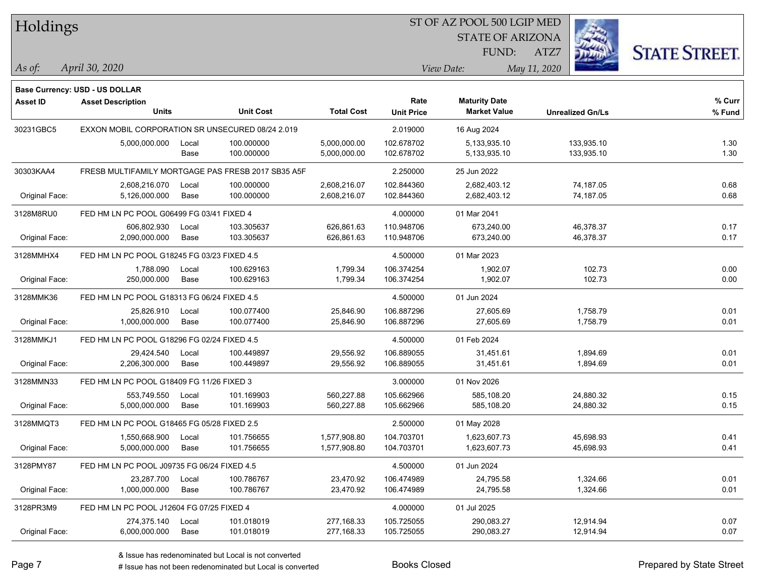# Holdings

ST OF AZ POOL 500 LGIP MED
STATE OF ARIZONA
FUND: ATZ7

*As of:* *April 30, 2020*
*View Date:* *May 11, 2020*

**Base Currency: USD - US DOLLAR**

| Asset ID | Asset Description / Units | | Unit Cost | Total Cost | Rate / Unit Price | Maturity Date / Market Value | Unrealized Gn/Ls | % Curr / % Fund |
|---|---|---|---|---|---|---|---|---|
| 30231GBC5 | EXXON MOBIL CORPORATION SR UNSECURED 08/24 2.019 | | | | 2.019000 | 16 Aug 2024 | | |
| | 5,000,000.000 | Local | 100.000000 | 5,000,000.00 | 102.678702 | 5,133,935.10 | 133,935.10 | 1.30 |
| | | Base | 100.000000 | 5,000,000.00 | 102.678702 | 5,133,935.10 | 133,935.10 | 1.30 |
| 30303KAA4 | FRESB MULTIFAMILY MORTGAGE PAS FRESB 2017 SB35 A5F | | | | 2.250000 | 25 Jun 2022 | | |
| | 2,608,216.070 | Local | 100.000000 | 2,608,216.07 | 102.844360 | 2,682,403.12 | 74,187.05 | 0.68 |
| Original Face: | 5,126,000.000 | Base | 100.000000 | 2,608,216.07 | 102.844360 | 2,682,403.12 | 74,187.05 | 0.68 |
| 3128M8RU0 | FED HM LN PC POOL G06499 FG 03/41 FIXED 4 | | | | 4.000000 | 01 Mar 2041 | | |
| | 606,802.930 | Local | 103.305637 | 626,861.63 | 110.948706 | 673,240.00 | 46,378.37 | 0.17 |
| Original Face: | 2,090,000.000 | Base | 103.305637 | 626,861.63 | 110.948706 | 673,240.00 | 46,378.37 | 0.17 |
| 3128MMHX4 | FED HM LN PC POOL G18245 FG 03/23 FIXED 4.5 | | | | 4.500000 | 01 Mar 2023 | | |
| | 1,788.090 | Local | 100.629163 | 1,799.34 | 106.374254 | 1,902.07 | 102.73 | 0.00 |
| Original Face: | 250,000.000 | Base | 100.629163 | 1,799.34 | 106.374254 | 1,902.07 | 102.73 | 0.00 |
| 3128MMK36 | FED HM LN PC POOL G18313 FG 06/24 FIXED 4.5 | | | | 4.500000 | 01 Jun 2024 | | |
| | 25,826.910 | Local | 100.077400 | 25,846.90 | 106.887296 | 27,605.69 | 1,758.79 | 0.01 |
| Original Face: | 1,000,000.000 | Base | 100.077400 | 25,846.90 | 106.887296 | 27,605.69 | 1,758.79 | 0.01 |
| 3128MMKJ1 | FED HM LN PC POOL G18296 FG 02/24 FIXED 4.5 | | | | 4.500000 | 01 Feb 2024 | | |
| | 29,424.540 | Local | 100.449897 | 29,556.92 | 106.889055 | 31,451.61 | 1,894.69 | 0.01 |
| Original Face: | 2,206,300.000 | Base | 100.449897 | 29,556.92 | 106.889055 | 31,451.61 | 1,894.69 | 0.01 |
| 3128MMN33 | FED HM LN PC POOL G18409 FG 11/26 FIXED 3 | | | | 3.000000 | 01 Nov 2026 | | |
| | 553,749.550 | Local | 101.169903 | 560,227.88 | 105.662966 | 585,108.20 | 24,880.32 | 0.15 |
| Original Face: | 5,000,000.000 | Base | 101.169903 | 560,227.88 | 105.662966 | 585,108.20 | 24,880.32 | 0.15 |
| 3128MMQT3 | FED HM LN PC POOL G18465 FG 05/28 FIXED 2.5 | | | | 2.500000 | 01 May 2028 | | |
| | 1,550,668.900 | Local | 101.756655 | 1,577,908.80 | 104.703701 | 1,623,607.73 | 45,698.93 | 0.41 |
| Original Face: | 5,000,000.000 | Base | 101.756655 | 1,577,908.80 | 104.703701 | 1,623,607.73 | 45,698.93 | 0.41 |
| 3128PMY87 | FED HM LN PC POOL J09735 FG 06/24 FIXED 4.5 | | | | 4.500000 | 01 Jun 2024 | | |
| | 23,287.700 | Local | 100.786767 | 23,470.92 | 106.474989 | 24,795.58 | 1,324.66 | 0.01 |
| Original Face: | 1,000,000.000 | Base | 100.786767 | 23,470.92 | 106.474989 | 24,795.58 | 1,324.66 | 0.01 |
| 3128PR3M9 | FED HM LN PC POOL J12604 FG 07/25 FIXED 4 | | | | 4.000000 | 01 Jul 2025 | | |
| | 274,375.140 | Local | 101.018019 | 277,168.33 | 105.725055 | 290,083.27 | 12,914.94 | 0.07 |
| Original Face: | 6,000,000.000 | Base | 101.018019 | 277,168.33 | 105.725055 | 290,083.27 | 12,914.94 | 0.07 |

& Issue has redenominated but Local is not converted
# Issue has not been redenominated but Local is converted

Books Closed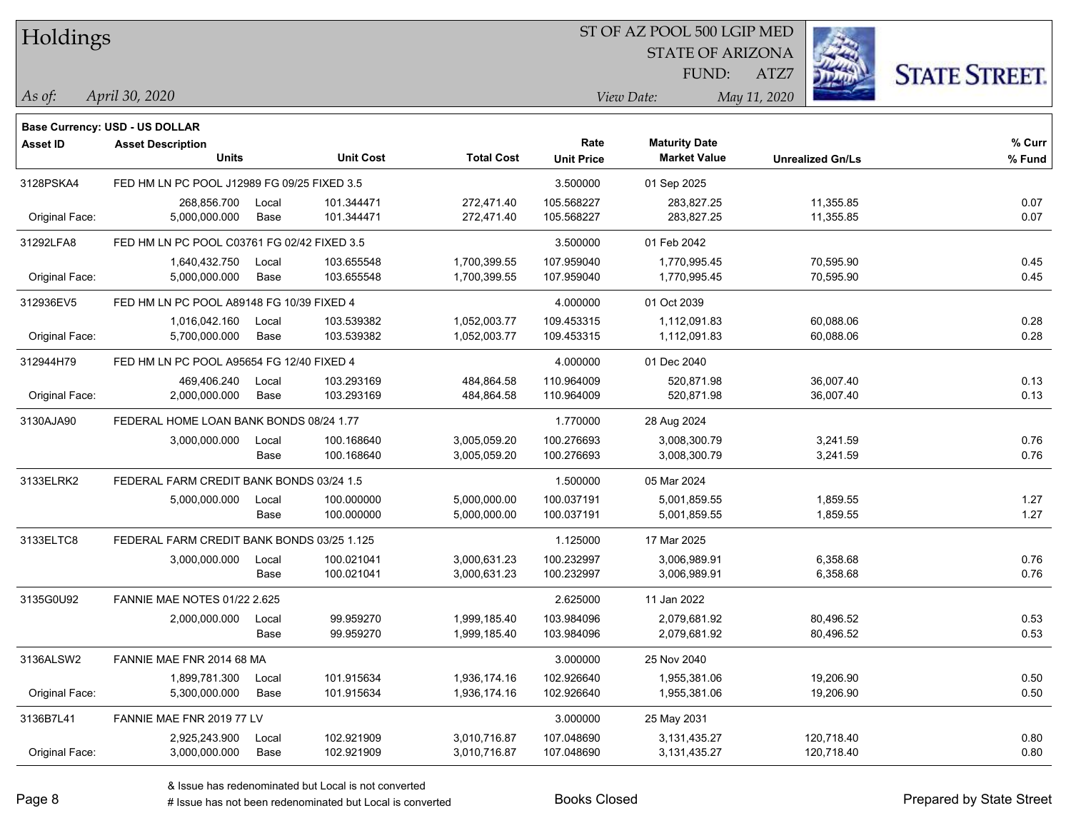# Holdings

ST OF AZ POOL 500 LGIP MED
STATE OF ARIZONA
FUND: ATZ7

*As of:* *April 30, 2020*
*View Date:* *May 11, 2020*

**Base Currency: USD - US DOLLAR**

| Asset ID | Asset Description / Units | | Unit Cost | Total Cost | Rate / Unit Price | Maturity Date / Market Value | Unrealized Gn/Ls | % Curr / % Fund |
|---|---|---|---|---|---|---|---|---|
| 3128PSKA4 | FED HM LN PC POOL J12989 FG 09/25 FIXED 3.5 | | | | 3.500000 | 01 Sep 2025 | | |
| | 268,856.700 | Local | 101.344471 | 272,471.40 | 105.568227 | 283,827.25 | 11,355.85 | 0.07 |
| Original Face: | 5,000,000.000 | Base | 101.344471 | 272,471.40 | 105.568227 | 283,827.25 | 11,355.85 | 0.07 |
| 31292LFA8 | FED HM LN PC POOL C03761 FG 02/42 FIXED 3.5 | | | | 3.500000 | 01 Feb 2042 | | |
| | 1,640,432.750 | Local | 103.655548 | 1,700,399.55 | 107.959040 | 1,770,995.45 | 70,595.90 | 0.45 |
| Original Face: | 5,000,000.000 | Base | 103.655548 | 1,700,399.55 | 107.959040 | 1,770,995.45 | 70,595.90 | 0.45 |
| 312936EV5 | FED HM LN PC POOL A89148 FG 10/39 FIXED 4 | | | | 4.000000 | 01 Oct 2039 | | |
| | 1,016,042.160 | Local | 103.539382 | 1,052,003.77 | 109.453315 | 1,112,091.83 | 60,088.06 | 0.28 |
| Original Face: | 5,700,000.000 | Base | 103.539382 | 1,052,003.77 | 109.453315 | 1,112,091.83 | 60,088.06 | 0.28 |
| 312944H79 | FED HM LN PC POOL A95654 FG 12/40 FIXED 4 | | | | 4.000000 | 01 Dec 2040 | | |
| | 469,406.240 | Local | 103.293169 | 484,864.58 | 110.964009 | 520,871.98 | 36,007.40 | 0.13 |
| Original Face: | 2,000,000.000 | Base | 103.293169 | 484,864.58 | 110.964009 | 520,871.98 | 36,007.40 | 0.13 |
| 3130AJA90 | FEDERAL HOME LOAN BANK BONDS 08/24 1.77 | | | | 1.770000 | 28 Aug 2024 | | |
| | 3,000,000.000 | Local | 100.168640 | 3,005,059.20 | 100.276693 | 3,008,300.79 | 3,241.59 | 0.76 |
| | | Base | 100.168640 | 3,005,059.20 | 100.276693 | 3,008,300.79 | 3,241.59 | 0.76 |
| 3133ELRK2 | FEDERAL FARM CREDIT BANK BONDS 03/24 1.5 | | | | 1.500000 | 05 Mar 2024 | | |
| | 5,000,000.000 | Local | 100.000000 | 5,000,000.00 | 100.037191 | 5,001,859.55 | 1,859.55 | 1.27 |
| | | Base | 100.000000 | 5,000,000.00 | 100.037191 | 5,001,859.55 | 1,859.55 | 1.27 |
| 3133ELTC8 | FEDERAL FARM CREDIT BANK BONDS 03/25 1.125 | | | | 1.125000 | 17 Mar 2025 | | |
| | 3,000,000.000 | Local | 100.021041 | 3,000,631.23 | 100.232997 | 3,006,989.91 | 6,358.68 | 0.76 |
| | | Base | 100.021041 | 3,000,631.23 | 100.232997 | 3,006,989.91 | 6,358.68 | 0.76 |
| 3135G0U92 | FANNIE MAE NOTES 01/22 2.625 | | | | 2.625000 | 11 Jan 2022 | | |
| | 2,000,000.000 | Local | 99.959270 | 1,999,185.40 | 103.984096 | 2,079,681.92 | 80,496.52 | 0.53 |
| | | Base | 99.959270 | 1,999,185.40 | 103.984096 | 2,079,681.92 | 80,496.52 | 0.53 |
| 3136ALSW2 | FANNIE MAE FNR 2014 68 MA | | | | 3.000000 | 25 Nov 2040 | | |
| | 1,899,781.300 | Local | 101.915634 | 1,936,174.16 | 102.926640 | 1,955,381.06 | 19,206.90 | 0.50 |
| Original Face: | 5,300,000.000 | Base | 101.915634 | 1,936,174.16 | 102.926640 | 1,955,381.06 | 19,206.90 | 0.50 |
| 3136B7L41 | FANNIE MAE FNR 2019 77 LV | | | | 3.000000 | 25 May 2031 | | |
| | 2,925,243.900 | Local | 102.921909 | 3,010,716.87 | 107.048690 | 3,131,435.27 | 120,718.40 | 0.80 |
| Original Face: | 3,000,000.000 | Base | 102.921909 | 3,010,716.87 | 107.048690 | 3,131,435.27 | 120,718.40 | 0.80 |

& Issue has redenominated but Local is not converted
# Issue has not been redenominated but Local is converted

Books Closed

Prepared by State Street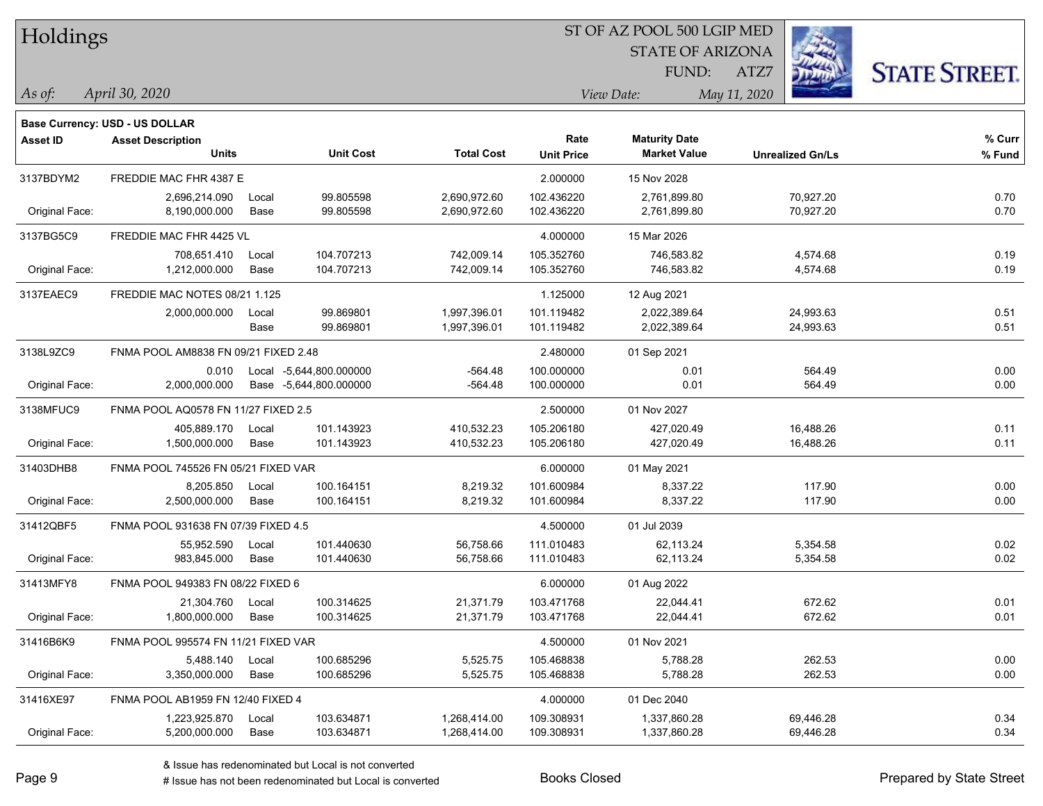# Holdings

ST OF AZ POOL 500 LGIP MED
STATE OF ARIZONA
FUND: ATZ7

*As of:* *April 30, 2020*
*View Date:* *May 11, 2020*

**Base Currency: USD - US DOLLAR**

| Asset ID | Asset Description / Units | | Unit Cost | Total Cost | Rate / Unit Price | Maturity Date / Market Value | Unrealized Gn/Ls | % Curr / % Fund |
|---|---|---|---|---|---|---|---|---|
| 3137BDYM2 | FREDDIE MAC FHR 4387 E | | | | 2.000000 | 15 Nov 2028 | | |
| | 2,696,214.090 | Local | 99.805598 | 2,690,972.60 | 102.436220 | 2,761,899.80 | 70,927.20 | 0.70 |
| Original Face: | 8,190,000.000 | Base | 99.805598 | 2,690,972.60 | 102.436220 | 2,761,899.80 | 70,927.20 | 0.70 |
| 3137BG5C9 | FREDDIE MAC FHR 4425 VL | | | | 4.000000 | 15 Mar 2026 | | |
| | 708,651.410 | Local | 104.707213 | 742,009.14 | 105.352760 | 746,583.82 | 4,574.68 | 0.19 |
| Original Face: | 1,212,000.000 | Base | 104.707213 | 742,009.14 | 105.352760 | 746,583.82 | 4,574.68 | 0.19 |
| 3137EAEC9 | FREDDIE MAC NOTES 08/21 1.125 | | | | 1.125000 | 12 Aug 2021 | | |
| | 2,000,000.000 | Local | 99.869801 | 1,997,396.01 | 101.119482 | 2,022,389.64 | 24,993.63 | 0.51 |
| | | Base | 99.869801 | 1,997,396.01 | 101.119482 | 2,022,389.64 | 24,993.63 | 0.51 |
| 3138L9ZC9 | FNMA POOL AM8838 FN 09/21 FIXED 2.48 | | | | 2.480000 | 01 Sep 2021 | | |
| | 0.010 | Local | -5,644,800.000000 | -564.48 | 100.000000 | 0.01 | 564.49 | 0.00 |
| Original Face: | 2,000,000.000 | Base | -5,644,800.000000 | -564.48 | 100.000000 | 0.01 | 564.49 | 0.00 |
| 3138MFUC9 | FNMA POOL AQ0578 FN 11/27 FIXED 2.5 | | | | 2.500000 | 01 Nov 2027 | | |
| | 405,889.170 | Local | 101.143923 | 410,532.23 | 105.206180 | 427,020.49 | 16,488.26 | 0.11 |
| Original Face: | 1,500,000.000 | Base | 101.143923 | 410,532.23 | 105.206180 | 427,020.49 | 16,488.26 | 0.11 |
| 31403DHB8 | FNMA POOL 745526 FN 05/21 FIXED VAR | | | | 6.000000 | 01 May 2021 | | |
| | 8,205.850 | Local | 100.164151 | 8,219.32 | 101.600984 | 8,337.22 | 117.90 | 0.00 |
| Original Face: | 2,500,000.000 | Base | 100.164151 | 8,219.32 | 101.600984 | 8,337.22 | 117.90 | 0.00 |
| 31412QBF5 | FNMA POOL 931638 FN 07/39 FIXED 4.5 | | | | 4.500000 | 01 Jul 2039 | | |
| | 55,952.590 | Local | 101.440630 | 56,758.66 | 111.010483 | 62,113.24 | 5,354.58 | 0.02 |
| Original Face: | 983,845.000 | Base | 101.440630 | 56,758.66 | 111.010483 | 62,113.24 | 5,354.58 | 0.02 |
| 31413MFY8 | FNMA POOL 949383 FN 08/22 FIXED 6 | | | | 6.000000 | 01 Aug 2022 | | |
| | 21,304.760 | Local | 100.314625 | 21,371.79 | 103.471768 | 22,044.41 | 672.62 | 0.01 |
| Original Face: | 1,800,000.000 | Base | 100.314625 | 21,371.79 | 103.471768 | 22,044.41 | 672.62 | 0.01 |
| 31416B6K9 | FNMA POOL 995574 FN 11/21 FIXED VAR | | | | 4.500000 | 01 Nov 2021 | | |
| | 5,488.140 | Local | 100.685296 | 5,525.75 | 105.468838 | 5,788.28 | 262.53 | 0.00 |
| Original Face: | 3,350,000.000 | Base | 100.685296 | 5,525.75 | 105.468838 | 5,788.28 | 262.53 | 0.00 |
| 31416XE97 | FNMA POOL AB1959 FN 12/40 FIXED 4 | | | | 4.000000 | 01 Dec 2040 | | |
| | 1,223,925.870 | Local | 103.634871 | 1,268,414.00 | 109.308931 | 1,337,860.28 | 69,446.28 | 0.34 |
| Original Face: | 5,200,000.000 | Base | 103.634871 | 1,268,414.00 | 109.308931 | 1,337,860.28 | 69,446.28 | 0.34 |

& Issue has redenominated but Local is not converted
# Issue has not been redenominated but Local is converted

Books Closed

Prepared by State Street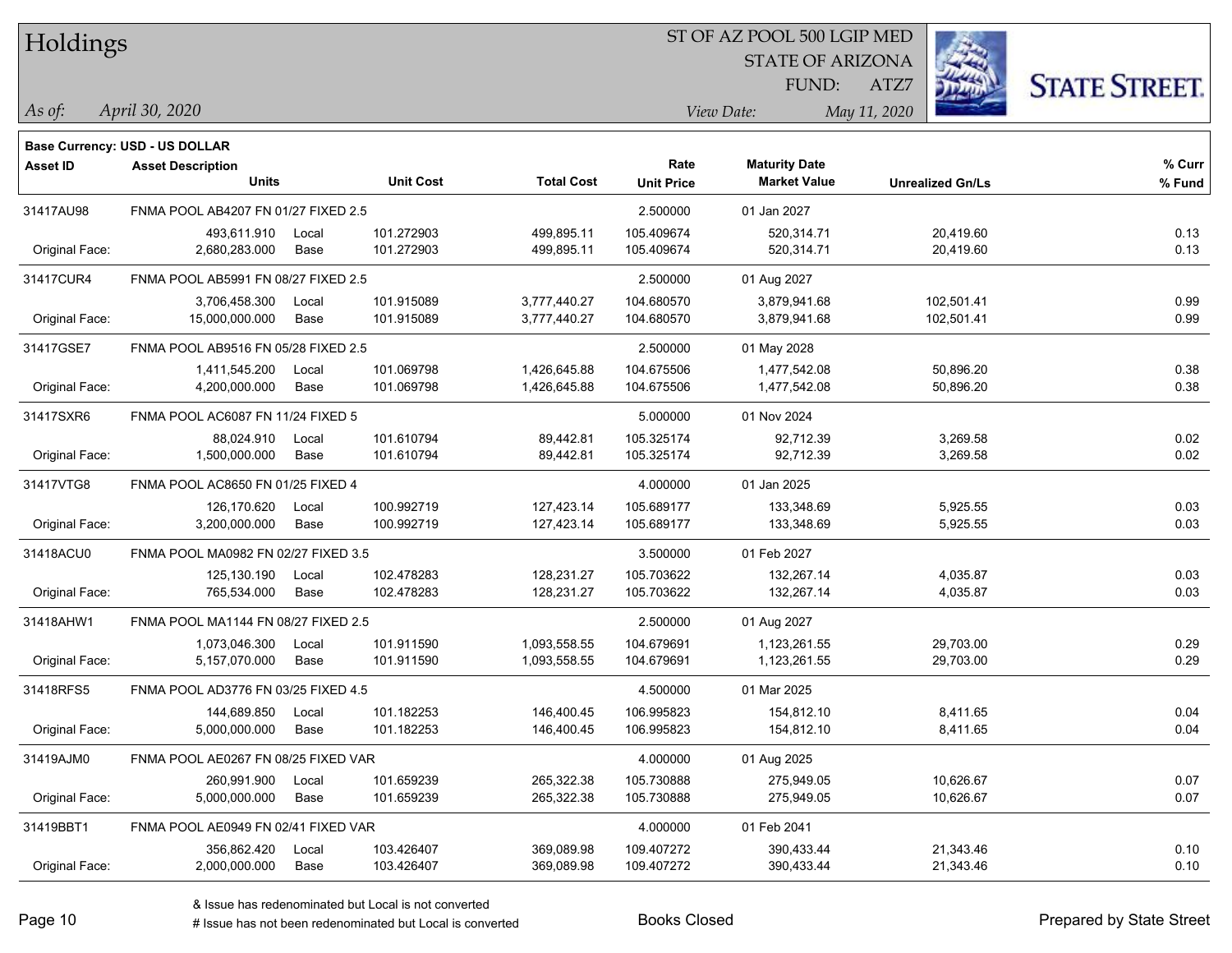# Holdings

ST OF AZ POOL 500 LGIP MED
STATE OF ARIZONA
FUND: ATZ7

*As of:* *April 30, 2020*
*View Date:* *May 11, 2020*

**Base Currency: USD - US DOLLAR**

| Asset ID | Asset Description / Units | | Unit Cost | Total Cost | Rate / Unit Price | Maturity Date / Market Value | Unrealized Gn/Ls | % Curr / % Fund |
|---|---|---|---|---|---|---|---|---|
| 31417AU98 | FNMA POOL AB4207 FN 01/27 FIXED 2.5 | | | | 2.500000 | 01 Jan 2027 | | |
| | 493,611.910 | Local | 101.272903 | 499,895.11 | 105.409674 | 520,314.71 | 20,419.60 | 0.13 |
| Original Face: | 2,680,283.000 | Base | 101.272903 | 499,895.11 | 105.409674 | 520,314.71 | 20,419.60 | 0.13 |
| 31417CUR4 | FNMA POOL AB5991 FN 08/27 FIXED 2.5 | | | | 2.500000 | 01 Aug 2027 | | |
| | 3,706,458.300 | Local | 101.915089 | 3,777,440.27 | 104.680570 | 3,879,941.68 | 102,501.41 | 0.99 |
| Original Face: | 15,000,000.000 | Base | 101.915089 | 3,777,440.27 | 104.680570 | 3,879,941.68 | 102,501.41 | 0.99 |
| 31417GSE7 | FNMA POOL AB9516 FN 05/28 FIXED 2.5 | | | | 2.500000 | 01 May 2028 | | |
| | 1,411,545.200 | Local | 101.069798 | 1,426,645.88 | 104.675506 | 1,477,542.08 | 50,896.20 | 0.38 |
| Original Face: | 4,200,000.000 | Base | 101.069798 | 1,426,645.88 | 104.675506 | 1,477,542.08 | 50,896.20 | 0.38 |
| 31417SXR6 | FNMA POOL AC6087 FN 11/24 FIXED 5 | | | | 5.000000 | 01 Nov 2024 | | |
| | 88,024.910 | Local | 101.610794 | 89,442.81 | 105.325174 | 92,712.39 | 3,269.58 | 0.02 |
| Original Face: | 1,500,000.000 | Base | 101.610794 | 89,442.81 | 105.325174 | 92,712.39 | 3,269.58 | 0.02 |
| 31417VTG8 | FNMA POOL AC8650 FN 01/25 FIXED 4 | | | | 4.000000 | 01 Jan 2025 | | |
| | 126,170.620 | Local | 100.992719 | 127,423.14 | 105.689177 | 133,348.69 | 5,925.55 | 0.03 |
| Original Face: | 3,200,000.000 | Base | 100.992719 | 127,423.14 | 105.689177 | 133,348.69 | 5,925.55 | 0.03 |
| 31418ACU0 | FNMA POOL MA0982 FN 02/27 FIXED 3.5 | | | | 3.500000 | 01 Feb 2027 | | |
| | 125,130.190 | Local | 102.478283 | 128,231.27 | 105.703622 | 132,267.14 | 4,035.87 | 0.03 |
| Original Face: | 765,534.000 | Base | 102.478283 | 128,231.27 | 105.703622 | 132,267.14 | 4,035.87 | 0.03 |
| 31418AHW1 | FNMA POOL MA1144 FN 08/27 FIXED 2.5 | | | | 2.500000 | 01 Aug 2027 | | |
| | 1,073,046.300 | Local | 101.911590 | 1,093,558.55 | 104.679691 | 1,123,261.55 | 29,703.00 | 0.29 |
| Original Face: | 5,157,070.000 | Base | 101.911590 | 1,093,558.55 | 104.679691 | 1,123,261.55 | 29,703.00 | 0.29 |
| 31418RFS5 | FNMA POOL AD3776 FN 03/25 FIXED 4.5 | | | | 4.500000 | 01 Mar 2025 | | |
| | 144,689.850 | Local | 101.182253 | 146,400.45 | 106.995823 | 154,812.10 | 8,411.65 | 0.04 |
| Original Face: | 5,000,000.000 | Base | 101.182253 | 146,400.45 | 106.995823 | 154,812.10 | 8,411.65 | 0.04 |
| 31419AJM0 | FNMA POOL AE0267 FN 08/25 FIXED VAR | | | | 4.000000 | 01 Aug 2025 | | |
| | 260,991.900 | Local | 101.659239 | 265,322.38 | 105.730888 | 275,949.05 | 10,626.67 | 0.07 |
| Original Face: | 5,000,000.000 | Base | 101.659239 | 265,322.38 | 105.730888 | 275,949.05 | 10,626.67 | 0.07 |
| 31419BBT1 | FNMA POOL AE0949 FN 02/41 FIXED VAR | | | | 4.000000 | 01 Feb 2041 | | |
| | 356,862.420 | Local | 103.426407 | 369,089.98 | 109.407272 | 390,433.44 | 21,343.46 | 0.10 |
| Original Face: | 2,000,000.000 | Base | 103.426407 | 369,089.98 | 109.407272 | 390,433.44 | 21,343.46 | 0.10 |

& Issue has redenominated but Local is not converted
# Issue has not been redenominated but Local is converted

Books Closed

Prepared by State Street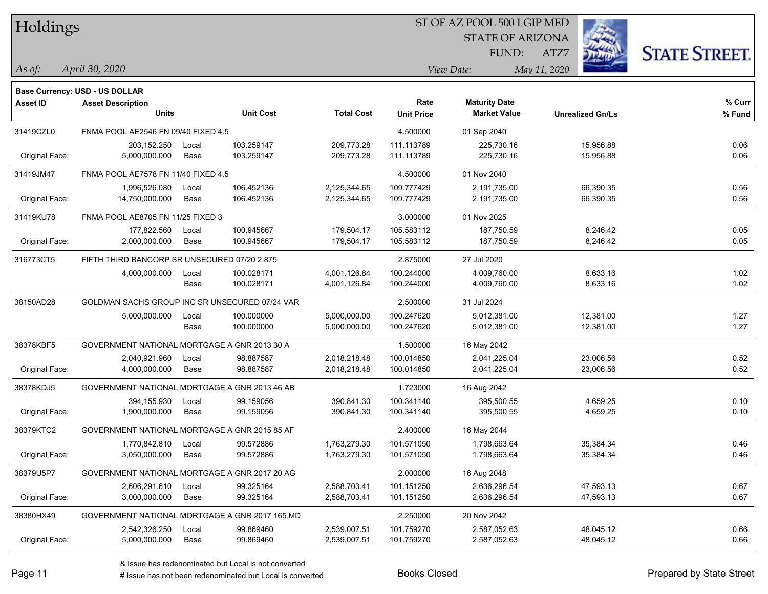# Holdings

ST OF AZ POOL 500 LGIP MED
STATE OF ARIZONA
FUND: ATZ7

*As of:* *April 30, 2020*

*View Date:* *May 11, 2020*

**Base Currency: USD - US DOLLAR**

| Asset ID | Asset Description / Units | | Unit Cost | Total Cost | Rate / Unit Price | Maturity Date / Market Value | Unrealized Gn/Ls | % Curr / % Fund |
|---|---|---|---|---|---|---|---|---|
| 31419CZL0 | FNMA POOL AE2546 FN 09/40 FIXED 4.5 | | | | 4.500000 | 01 Sep 2040 | | |
| | 203,152.250 | Local | 103.259147 | 209,773.28 | 111.113789 | 225,730.16 | 15,956.88 | 0.06 |
| Original Face: | 5,000,000.000 | Base | 103.259147 | 209,773.28 | 111.113789 | 225,730.16 | 15,956.88 | 0.06 |
| 31419JM47 | FNMA POOL AE7578 FN 11/40 FIXED 4.5 | | | | 4.500000 | 01 Nov 2040 | | |
| | 1,996,526.080 | Local | 106.452136 | 2,125,344.65 | 109.777429 | 2,191,735.00 | 66,390.35 | 0.56 |
| Original Face: | 14,750,000.000 | Base | 106.452136 | 2,125,344.65 | 109.777429 | 2,191,735.00 | 66,390.35 | 0.56 |
| 31419KU78 | FNMA POOL AE8705 FN 11/25 FIXED 3 | | | | 3.000000 | 01 Nov 2025 | | |
| | 177,822.560 | Local | 100.945667 | 179,504.17 | 105.583112 | 187,750.59 | 8,246.42 | 0.05 |
| Original Face: | 2,000,000.000 | Base | 100.945667 | 179,504.17 | 105.583112 | 187,750.59 | 8,246.42 | 0.05 |
| 316773CT5 | FIFTH THIRD BANCORP SR UNSECURED 07/20 2.875 | | | | 2.875000 | 27 Jul 2020 | | |
| | 4,000,000.000 | Local | 100.028171 | 4,001,126.84 | 100.244000 | 4,009,760.00 | 8,633.16 | 1.02 |
| | | Base | 100.028171 | 4,001,126.84 | 100.244000 | 4,009,760.00 | 8,633.16 | 1.02 |
| 38150AD28 | GOLDMAN SACHS GROUP INC SR UNSECURED 07/24 VAR | | | | 2.500000 | 31 Jul 2024 | | |
| | 5,000,000.000 | Local | 100.000000 | 5,000,000.00 | 100.247620 | 5,012,381.00 | 12,381.00 | 1.27 |
| | | Base | 100.000000 | 5,000,000.00 | 100.247620 | 5,012,381.00 | 12,381.00 | 1.27 |
| 38378KBF5 | GOVERNMENT NATIONAL MORTGAGE A GNR 2013 30 A | | | | 1.500000 | 16 May 2042 | | |
| | 2,040,921.960 | Local | 98.887587 | 2,018,218.48 | 100.014850 | 2,041,225.04 | 23,006.56 | 0.52 |
| Original Face: | 4,000,000.000 | Base | 98.887587 | 2,018,218.48 | 100.014850 | 2,041,225.04 | 23,006.56 | 0.52 |
| 38378KDJ5 | GOVERNMENT NATIONAL MORTGAGE A GNR 2013 46 AB | | | | 1.723000 | 16 Aug 2042 | | |
| | 394,155.930 | Local | 99.159056 | 390,841.30 | 100.341140 | 395,500.55 | 4,659.25 | 0.10 |
| Original Face: | 1,900,000.000 | Base | 99.159056 | 390,841.30 | 100.341140 | 395,500.55 | 4,659.25 | 0.10 |
| 38379KTC2 | GOVERNMENT NATIONAL MORTGAGE A GNR 2015 85 AF | | | | 2.400000 | 16 May 2044 | | |
| | 1,770,842.810 | Local | 99.572886 | 1,763,279.30 | 101.571050 | 1,798,663.64 | 35,384.34 | 0.46 |
| Original Face: | 3,050,000.000 | Base | 99.572886 | 1,763,279.30 | 101.571050 | 1,798,663.64 | 35,384.34 | 0.46 |
| 38379U5P7 | GOVERNMENT NATIONAL MORTGAGE A GNR 2017 20 AG | | | | 2.000000 | 16 Aug 2048 | | |
| | 2,606,291.610 | Local | 99.325164 | 2,588,703.41 | 101.151250 | 2,636,296.54 | 47,593.13 | 0.67 |
| Original Face: | 3,000,000.000 | Base | 99.325164 | 2,588,703.41 | 101.151250 | 2,636,296.54 | 47,593.13 | 0.67 |
| 38380HX49 | GOVERNMENT NATIONAL MORTGAGE A GNR 2017 165 MD | | | | 2.250000 | 20 Nov 2042 | | |
| | 2,542,326.250 | Local | 99.869460 | 2,539,007.51 | 101.759270 | 2,587,052.63 | 48,045.12 | 0.66 |
| Original Face: | 5,000,000.000 | Base | 99.869460 | 2,539,007.51 | 101.759270 | 2,587,052.63 | 48,045.12 | 0.66 |

& Issue has redenominated but Local is not converted
# Issue has not been redenominated but Local is converted

Books Closed

Prepared by State Street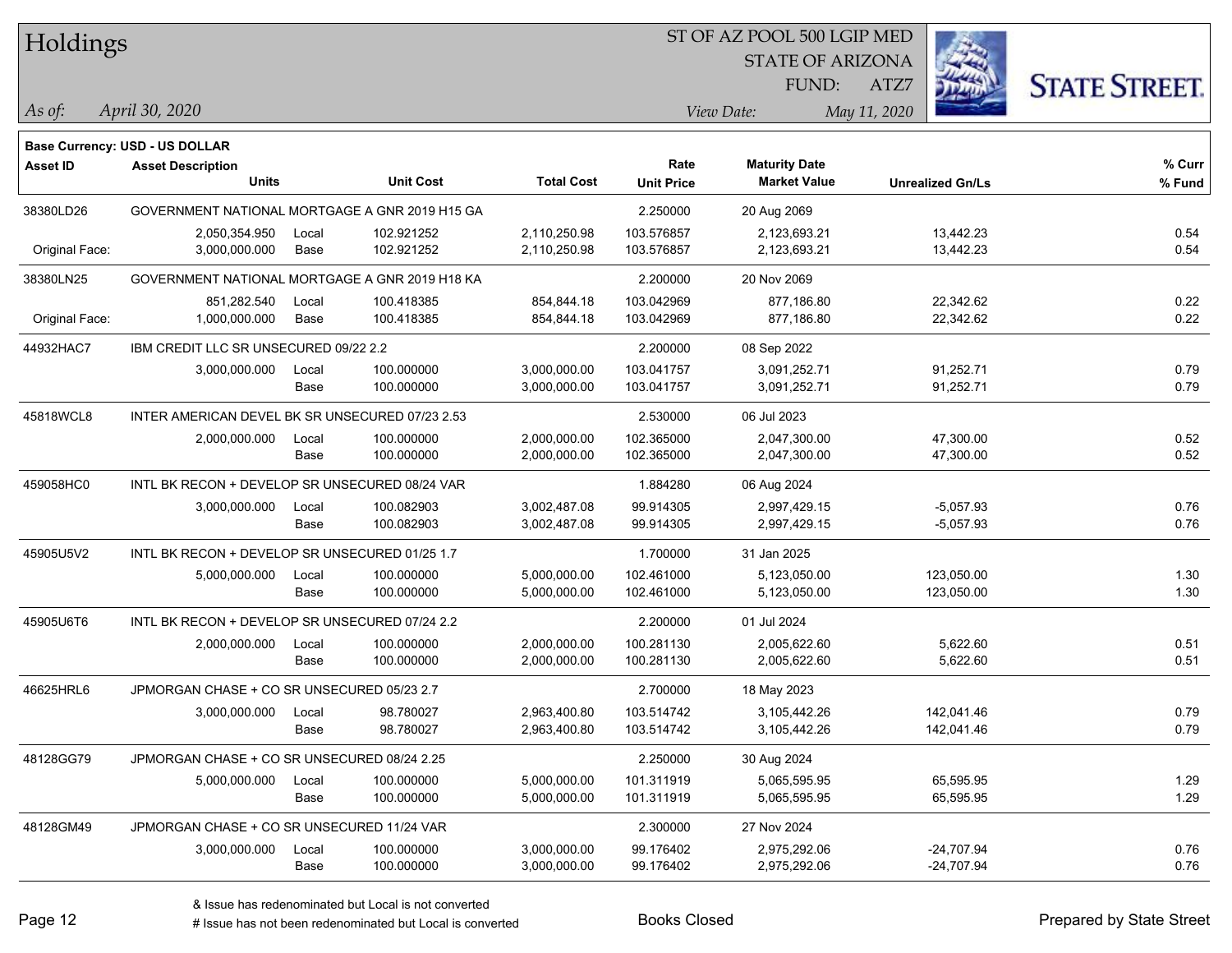# Holdings

ST OF AZ POOL 500 LGIP MED
STATE OF ARIZONA
FUND: ATZ7

*As of:* *April 30, 2020*

*View Date:* *May 11, 2020*

**Base Currency: USD - US DOLLAR**

| Asset ID | Asset Description / Units | | Unit Cost | Total Cost | Rate / Unit Price | Maturity Date / Market Value | Unrealized Gn/Ls | % Curr / % Fund |
|---|---|---|---|---|---|---|---|---|
| 38380LD26 | GOVERNMENT NATIONAL MORTGAGE A GNR 2019 H15 GA | | | | 2.250000 | 20 Aug 2069 | | |
| | 2,050,354.950 | Local | 102.921252 | 2,110,250.98 | 103.576857 | 2,123,693.21 | 13,442.23 | 0.54 |
| Original Face: | 3,000,000.000 | Base | 102.921252 | 2,110,250.98 | 103.576857 | 2,123,693.21 | 13,442.23 | 0.54 |
| 38380LN25 | GOVERNMENT NATIONAL MORTGAGE A GNR 2019 H18 KA | | | | 2.200000 | 20 Nov 2069 | | |
| | 851,282.540 | Local | 100.418385 | 854,844.18 | 103.042969 | 877,186.80 | 22,342.62 | 0.22 |
| Original Face: | 1,000,000.000 | Base | 100.418385 | 854,844.18 | 103.042969 | 877,186.80 | 22,342.62 | 0.22 |
| 44932HAC7 | IBM CREDIT LLC SR UNSECURED 09/22 2.2 | | | | 2.200000 | 08 Sep 2022 | | |
| | 3,000,000.000 | Local | 100.000000 | 3,000,000.00 | 103.041757 | 3,091,252.71 | 91,252.71 | 0.79 |
| | | Base | 100.000000 | 3,000,000.00 | 103.041757 | 3,091,252.71 | 91,252.71 | 0.79 |
| 45818WCL8 | INTER AMERICAN DEVEL BK SR UNSECURED 07/23 2.53 | | | | 2.530000 | 06 Jul 2023 | | |
| | 2,000,000.000 | Local | 100.000000 | 2,000,000.00 | 102.365000 | 2,047,300.00 | 47,300.00 | 0.52 |
| | | Base | 100.000000 | 2,000,000.00 | 102.365000 | 2,047,300.00 | 47,300.00 | 0.52 |
| 459058HC0 | INTL BK RECON + DEVELOP SR UNSECURED 08/24 VAR | | | | 1.884280 | 06 Aug 2024 | | |
| | 3,000,000.000 | Local | 100.082903 | 3,002,487.08 | 99.914305 | 2,997,429.15 | -5,057.93 | 0.76 |
| | | Base | 100.082903 | 3,002,487.08 | 99.914305 | 2,997,429.15 | -5,057.93 | 0.76 |
| 45905U5V2 | INTL BK RECON + DEVELOP SR UNSECURED 01/25 1.7 | | | | 1.700000 | 31 Jan 2025 | | |
| | 5,000,000.000 | Local | 100.000000 | 5,000,000.00 | 102.461000 | 5,123,050.00 | 123,050.00 | 1.30 |
| | | Base | 100.000000 | 5,000,000.00 | 102.461000 | 5,123,050.00 | 123,050.00 | 1.30 |
| 45905U6T6 | INTL BK RECON + DEVELOP SR UNSECURED 07/24 2.2 | | | | 2.200000 | 01 Jul 2024 | | |
| | 2,000,000.000 | Local | 100.000000 | 2,000,000.00 | 100.281130 | 2,005,622.60 | 5,622.60 | 0.51 |
| | | Base | 100.000000 | 2,000,000.00 | 100.281130 | 2,005,622.60 | 5,622.60 | 0.51 |
| 46625HRL6 | JPMORGAN CHASE + CO SR UNSECURED 05/23 2.7 | | | | 2.700000 | 18 May 2023 | | |
| | 3,000,000.000 | Local | 98.780027 | 2,963,400.80 | 103.514742 | 3,105,442.26 | 142,041.46 | 0.79 |
| | | Base | 98.780027 | 2,963,400.80 | 103.514742 | 3,105,442.26 | 142,041.46 | 0.79 |
| 48128GG79 | JPMORGAN CHASE + CO SR UNSECURED 08/24 2.25 | | | | 2.250000 | 30 Aug 2024 | | |
| | 5,000,000.000 | Local | 100.000000 | 5,000,000.00 | 101.311919 | 5,065,595.95 | 65,595.95 | 1.29 |
| | | Base | 100.000000 | 5,000,000.00 | 101.311919 | 5,065,595.95 | 65,595.95 | 1.29 |
| 48128GM49 | JPMORGAN CHASE + CO SR UNSECURED 11/24 VAR | | | | 2.300000 | 27 Nov 2024 | | |
| | 3,000,000.000 | Local | 100.000000 | 3,000,000.00 | 99.176402 | 2,975,292.06 | -24,707.94 | 0.76 |
| | | Base | 100.000000 | 3,000,000.00 | 99.176402 | 2,975,292.06 | -24,707.94 | 0.76 |

& Issue has redenominated but Local is not converted
# Issue has not been redenominated but Local is converted

Books Closed

Prepared by State Street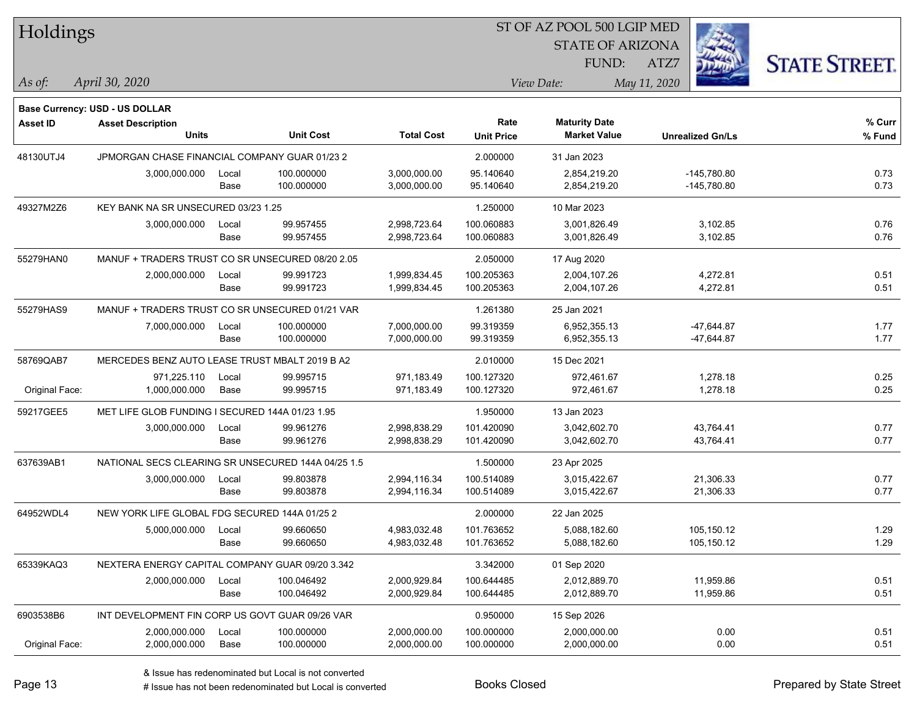# Holdings

ST OF AZ POOL 500 LGIP MED
STATE OF ARIZONA
FUND: ATZ7

*As of:* *April 30, 2020*

*View Date:* *May 11, 2020*

**Base Currency: USD - US DOLLAR**

| Asset ID | Asset Description / Units | | Unit Cost | Total Cost | Rate / Unit Price | Maturity Date / Market Value | Unrealized Gn/Ls | % Curr / % Fund |
|---|---|---|---|---|---|---|---|---|
| 48130UTJ4 | JPMORGAN CHASE FINANCIAL COMPANY GUAR 01/23 2 | | | | 2.000000 | 31 Jan 2023 | | |
| | 3,000,000.000 | Local | 100.000000 | 3,000,000.00 | 95.140640 | 2,854,219.20 | -145,780.80 | 0.73 |
| | | Base | 100.000000 | 3,000,000.00 | 95.140640 | 2,854,219.20 | -145,780.80 | 0.73 |
| 49327M2Z6 | KEY BANK NA SR UNSECURED 03/23 1.25 | | | | 1.250000 | 10 Mar 2023 | | |
| | 3,000,000.000 | Local | 99.957455 | 2,998,723.64 | 100.060883 | 3,001,826.49 | 3,102.85 | 0.76 |
| | | Base | 99.957455 | 2,998,723.64 | 100.060883 | 3,001,826.49 | 3,102.85 | 0.76 |
| 55279HAN0 | MANUF + TRADERS TRUST CO SR UNSECURED 08/20 2.05 | | | | 2.050000 | 17 Aug 2020 | | |
| | 2,000,000.000 | Local | 99.991723 | 1,999,834.45 | 100.205363 | 2,004,107.26 | 4,272.81 | 0.51 |
| | | Base | 99.991723 | 1,999,834.45 | 100.205363 | 2,004,107.26 | 4,272.81 | 0.51 |
| 55279HAS9 | MANUF + TRADERS TRUST CO SR UNSECURED 01/21 VAR | | | | 1.261380 | 25 Jan 2021 | | |
| | 7,000,000.000 | Local | 100.000000 | 7,000,000.00 | 99.319359 | 6,952,355.13 | -47,644.87 | 1.77 |
| | | Base | 100.000000 | 7,000,000.00 | 99.319359 | 6,952,355.13 | -47,644.87 | 1.77 |
| 58769QAB7 | MERCEDES BENZ AUTO LEASE TRUST MBALT 2019 B A2 | | | | 2.010000 | 15 Dec 2021 | | |
| | 971,225.110 | Local | 99.995715 | 971,183.49 | 100.127320 | 972,461.67 | 1,278.18 | 0.25 |
| Original Face: | 1,000,000.000 | Base | 99.995715 | 971,183.49 | 100.127320 | 972,461.67 | 1,278.18 | 0.25 |
| 59217GEE5 | MET LIFE GLOB FUNDING I SECURED 144A 01/23 1.95 | | | | 1.950000 | 13 Jan 2023 | | |
| | 3,000,000.000 | Local | 99.961276 | 2,998,838.29 | 101.420090 | 3,042,602.70 | 43,764.41 | 0.77 |
| | | Base | 99.961276 | 2,998,838.29 | 101.420090 | 3,042,602.70 | 43,764.41 | 0.77 |
| 637639AB1 | NATIONAL SECS CLEARING SR UNSECURED 144A 04/25 1.5 | | | | 1.500000 | 23 Apr 2025 | | |
| | 3,000,000.000 | Local | 99.803878 | 2,994,116.34 | 100.514089 | 3,015,422.67 | 21,306.33 | 0.77 |
| | | Base | 99.803878 | 2,994,116.34 | 100.514089 | 3,015,422.67 | 21,306.33 | 0.77 |
| 64952WDL4 | NEW YORK LIFE GLOBAL FDG SECURED 144A 01/25 2 | | | | 2.000000 | 22 Jan 2025 | | |
| | 5,000,000.000 | Local | 99.660650 | 4,983,032.48 | 101.763652 | 5,088,182.60 | 105,150.12 | 1.29 |
| | | Base | 99.660650 | 4,983,032.48 | 101.763652 | 5,088,182.60 | 105,150.12 | 1.29 |
| 65339KAQ3 | NEXTERA ENERGY CAPITAL COMPANY GUAR 09/20 3.342 | | | | 3.342000 | 01 Sep 2020 | | |
| | 2,000,000.000 | Local | 100.046492 | 2,000,929.84 | 100.644485 | 2,012,889.70 | 11,959.86 | 0.51 |
| | | Base | 100.046492 | 2,000,929.84 | 100.644485 | 2,012,889.70 | 11,959.86 | 0.51 |
| 6903538B6 | INT DEVELOPMENT FIN CORP US GOVT GUAR 09/26 VAR | | | | 0.950000 | 15 Sep 2026 | | |
| | 2,000,000.000 | Local | 100.000000 | 2,000,000.00 | 100.000000 | 2,000,000.00 | 0.00 | 0.51 |
| Original Face: | 2,000,000.000 | Base | 100.000000 | 2,000,000.00 | 100.000000 | 2,000,000.00 | 0.00 | 0.51 |

& Issue has redenominated but Local is not converted
# Issue has not been redenominated but Local is converted

Books Closed

Prepared by State Street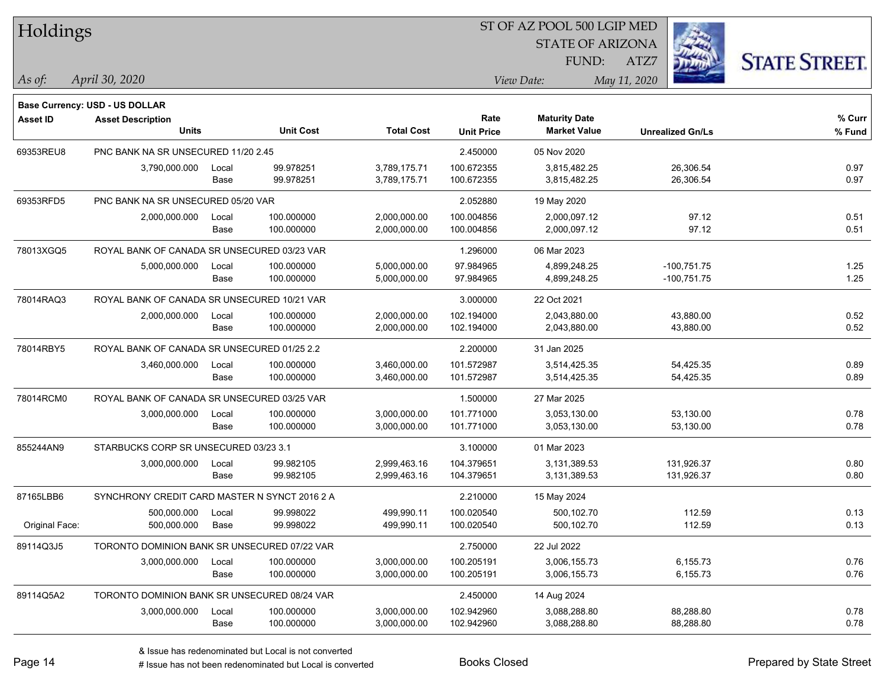# Holdings

ST OF AZ POOL 500 LGIP MED
STATE OF ARIZONA
FUND: ATZ7

*As of:* *April 30, 2020*
*View Date:* *May 11, 2020*

**Base Currency: USD - US DOLLAR**

| Asset ID | Asset Description / Units | | Unit Cost | Total Cost | Rate / Unit Price | Maturity Date / Market Value | Unrealized Gn/Ls | % Curr / % Fund |
|---|---|---|---|---|---|---|---|---|
| 69353REU8 | PNC BANK NA SR UNSECURED 11/20 2.45 | | | | 2.450000 | 05 Nov 2020 | | |
| | 3,790,000.000 | Local | 99.978251 | 3,789,175.71 | 100.672355 | 3,815,482.25 | 26,306.54 | 0.97 |
| | | Base | 99.978251 | 3,789,175.71 | 100.672355 | 3,815,482.25 | 26,306.54 | 0.97 |
| 69353RFD5 | PNC BANK NA SR UNSECURED 05/20 VAR | | | | 2.052880 | 19 May 2020 | | |
| | 2,000,000.000 | Local | 100.000000 | 2,000,000.00 | 100.004856 | 2,000,097.12 | 97.12 | 0.51 |
| | | Base | 100.000000 | 2,000,000.00 | 100.004856 | 2,000,097.12 | 97.12 | 0.51 |
| 78013XGQ5 | ROYAL BANK OF CANADA SR UNSECURED 03/23 VAR | | | | 1.296000 | 06 Mar 2023 | | |
| | 5,000,000.000 | Local | 100.000000 | 5,000,000.00 | 97.984965 | 4,899,248.25 | -100,751.75 | 1.25 |
| | | Base | 100.000000 | 5,000,000.00 | 97.984965 | 4,899,248.25 | -100,751.75 | 1.25 |
| 78014RAQ3 | ROYAL BANK OF CANADA SR UNSECURED 10/21 VAR | | | | 3.000000 | 22 Oct 2021 | | |
| | 2,000,000.000 | Local | 100.000000 | 2,000,000.00 | 102.194000 | 2,043,880.00 | 43,880.00 | 0.52 |
| | | Base | 100.000000 | 2,000,000.00 | 102.194000 | 2,043,880.00 | 43,880.00 | 0.52 |
| 78014RBY5 | ROYAL BANK OF CANADA SR UNSECURED 01/25 2.2 | | | | 2.200000 | 31 Jan 2025 | | |
| | 3,460,000.000 | Local | 100.000000 | 3,460,000.00 | 101.572987 | 3,514,425.35 | 54,425.35 | 0.89 |
| | | Base | 100.000000 | 3,460,000.00 | 101.572987 | 3,514,425.35 | 54,425.35 | 0.89 |
| 78014RCM0 | ROYAL BANK OF CANADA SR UNSECURED 03/25 VAR | | | | 1.500000 | 27 Mar 2025 | | |
| | 3,000,000.000 | Local | 100.000000 | 3,000,000.00 | 101.771000 | 3,053,130.00 | 53,130.00 | 0.78 |
| | | Base | 100.000000 | 3,000,000.00 | 101.771000 | 3,053,130.00 | 53,130.00 | 0.78 |
| 855244AN9 | STARBUCKS CORP SR UNSECURED 03/23 3.1 | | | | 3.100000 | 01 Mar 2023 | | |
| | 3,000,000.000 | Local | 99.982105 | 2,999,463.16 | 104.379651 | 3,131,389.53 | 131,926.37 | 0.80 |
| | | Base | 99.982105 | 2,999,463.16 | 104.379651 | 3,131,389.53 | 131,926.37 | 0.80 |
| 87165LBB6 | SYNCHRONY CREDIT CARD MASTER N SYNCT 2016 2 A | | | | 2.210000 | 15 May 2024 | | |
| | 500,000.000 | Local | 99.998022 | 499,990.11 | 100.020540 | 500,102.70 | 112.59 | 0.13 |
| Original Face: | 500,000.000 | Base | 99.998022 | 499,990.11 | 100.020540 | 500,102.70 | 112.59 | 0.13 |
| 89114Q3J5 | TORONTO DOMINION BANK SR UNSECURED 07/22 VAR | | | | 2.750000 | 22 Jul 2022 | | |
| | 3,000,000.000 | Local | 100.000000 | 3,000,000.00 | 100.205191 | 3,006,155.73 | 6,155.73 | 0.76 |
| | | Base | 100.000000 | 3,000,000.00 | 100.205191 | 3,006,155.73 | 6,155.73 | 0.76 |
| 89114Q5A2 | TORONTO DOMINION BANK SR UNSECURED 08/24 VAR | | | | 2.450000 | 14 Aug 2024 | | |
| | 3,000,000.000 | Local | 100.000000 | 3,000,000.00 | 102.942960 | 3,088,288.80 | 88,288.80 | 0.78 |
| | | Base | 100.000000 | 3,000,000.00 | 102.942960 | 3,088,288.80 | 88,288.80 | 0.78 |

& Issue has redenominated but Local is not converted
# Issue has not been redenominated but Local is converted

Books Closed

Prepared by State Street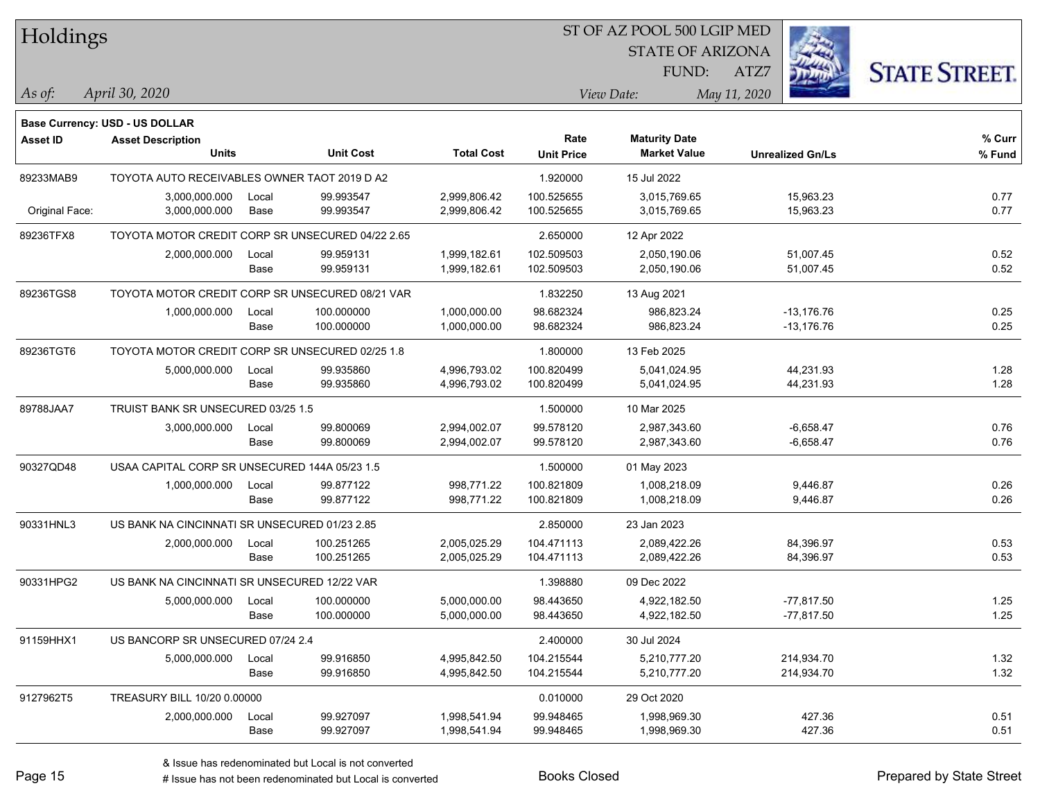# Holdings

ST OF AZ POOL 500 LGIP MED
STATE OF ARIZONA
FUND: ATZ7

*As of:* *April 30, 2020*
*View Date:* *May 11, 2020*

**Base Currency: USD - US DOLLAR**

| Asset ID | Asset Description / Units | | Unit Cost | Total Cost | Rate / Unit Price | Maturity Date / Market Value | Unrealized Gn/Ls | % Curr / % Fund |
|---|---|---|---|---|---|---|---|---|
| 89233MAB9 | TOYOTA AUTO RECEIVABLES OWNER TAOT 2019 D A2 | | | | 1.920000 | 15 Jul 2022 | | |
| | 3,000,000.000 | Local | 99.993547 | 2,999,806.42 | 100.525655 | 3,015,769.65 | 15,963.23 | 0.77 |
| Original Face: | 3,000,000.000 | Base | 99.993547 | 2,999,806.42 | 100.525655 | 3,015,769.65 | 15,963.23 | 0.77 |
| 89236TFX8 | TOYOTA MOTOR CREDIT CORP SR UNSECURED 04/22 2.65 | | | | 2.650000 | 12 Apr 2022 | | |
| | 2,000,000.000 | Local | 99.959131 | 1,999,182.61 | 102.509503 | 2,050,190.06 | 51,007.45 | 0.52 |
| | | Base | 99.959131 | 1,999,182.61 | 102.509503 | 2,050,190.06 | 51,007.45 | 0.52 |
| 89236TGS8 | TOYOTA MOTOR CREDIT CORP SR UNSECURED 08/21 VAR | | | | 1.832250 | 13 Aug 2021 | | |
| | 1,000,000.000 | Local | 100.000000 | 1,000,000.00 | 98.682324 | 986,823.24 | -13,176.76 | 0.25 |
| | | Base | 100.000000 | 1,000,000.00 | 98.682324 | 986,823.24 | -13,176.76 | 0.25 |
| 89236TGT6 | TOYOTA MOTOR CREDIT CORP SR UNSECURED 02/25 1.8 | | | | 1.800000 | 13 Feb 2025 | | |
| | 5,000,000.000 | Local | 99.935860 | 4,996,793.02 | 100.820499 | 5,041,024.95 | 44,231.93 | 1.28 |
| | | Base | 99.935860 | 4,996,793.02 | 100.820499 | 5,041,024.95 | 44,231.93 | 1.28 |
| 89788JAA7 | TRUIST BANK SR UNSECURED 03/25 1.5 | | | | 1.500000 | 10 Mar 2025 | | |
| | 3,000,000.000 | Local | 99.800069 | 2,994,002.07 | 99.578120 | 2,987,343.60 | -6,658.47 | 0.76 |
| | | Base | 99.800069 | 2,994,002.07 | 99.578120 | 2,987,343.60 | -6,658.47 | 0.76 |
| 90327QD48 | USAA CAPITAL CORP SR UNSECURED 144A 05/23 1.5 | | | | 1.500000 | 01 May 2023 | | |
| | 1,000,000.000 | Local | 99.877122 | 998,771.22 | 100.821809 | 1,008,218.09 | 9,446.87 | 0.26 |
| | | Base | 99.877122 | 998,771.22 | 100.821809 | 1,008,218.09 | 9,446.87 | 0.26 |
| 90331HNL3 | US BANK NA CINCINNATI SR UNSECURED 01/23 2.85 | | | | 2.850000 | 23 Jan 2023 | | |
| | 2,000,000.000 | Local | 100.251265 | 2,005,025.29 | 104.471113 | 2,089,422.26 | 84,396.97 | 0.53 |
| | | Base | 100.251265 | 2,005,025.29 | 104.471113 | 2,089,422.26 | 84,396.97 | 0.53 |
| 90331HPG2 | US BANK NA CINCINNATI SR UNSECURED 12/22 VAR | | | | 1.398880 | 09 Dec 2022 | | |
| | 5,000,000.000 | Local | 100.000000 | 5,000,000.00 | 98.443650 | 4,922,182.50 | -77,817.50 | 1.25 |
| | | Base | 100.000000 | 5,000,000.00 | 98.443650 | 4,922,182.50 | -77,817.50 | 1.25 |
| 91159HHX1 | US BANCORP SR UNSECURED 07/24 2.4 | | | | 2.400000 | 30 Jul 2024 | | |
| | 5,000,000.000 | Local | 99.916850 | 4,995,842.50 | 104.215544 | 5,210,777.20 | 214,934.70 | 1.32 |
| | | Base | 99.916850 | 4,995,842.50 | 104.215544 | 5,210,777.20 | 214,934.70 | 1.32 |
| 9127962T5 | TREASURY BILL 10/20 0.00000 | | | | 0.010000 | 29 Oct 2020 | | |
| | 2,000,000.000 | Local | 99.927097 | 1,998,541.94 | 99.948465 | 1,998,969.30 | 427.36 | 0.51 |
| | | Base | 99.927097 | 1,998,541.94 | 99.948465 | 1,998,969.30 | 427.36 | 0.51 |

& Issue has redenominated but Local is not converted
# Issue has not been redenominated but Local is converted

Books Closed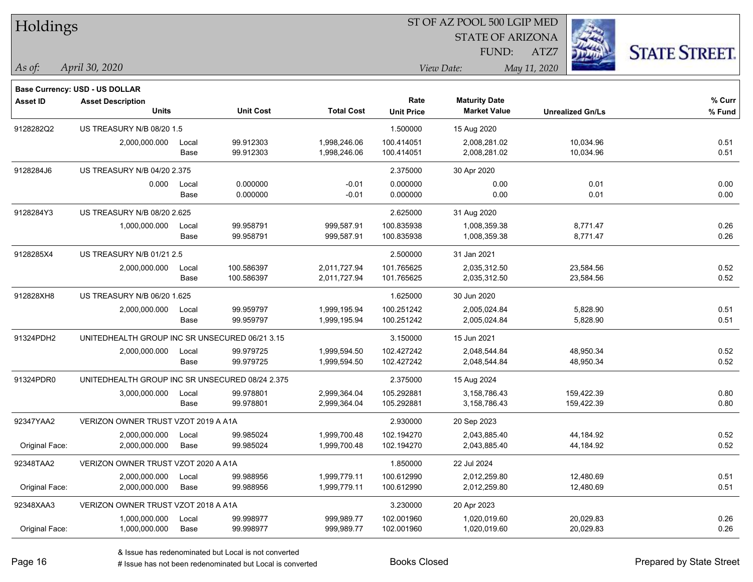# Holdings

ST OF AZ POOL 500 LGIP MED
STATE OF ARIZONA
FUND: ATZ7

*As of:* *April 30, 2020*

*View Date:* *May 11, 2020*

**Base Currency: USD - US DOLLAR**

| Asset ID | Asset Description / Units | | Unit Cost | Total Cost | Rate / Unit Price | Maturity Date / Market Value | Unrealized Gn/Ls | % Curr / % Fund |
|---|---|---|---|---|---|---|---|---|
| 9128282Q2 | US TREASURY N/B 08/20 1.5 | | | | 1.500000 | 15 Aug 2020 | | |
| | 2,000,000.000 | Local | 99.912303 | 1,998,246.06 | 100.414051 | 2,008,281.02 | 10,034.96 | 0.51 |
| | | Base | 99.912303 | 1,998,246.06 | 100.414051 | 2,008,281.02 | 10,034.96 | 0.51 |
| 9128284J6 | US TREASURY N/B 04/20 2.375 | | | | 2.375000 | 30 Apr 2020 | | |
| | 0.000 | Local | 0.000000 | -0.01 | 0.000000 | 0.00 | 0.01 | 0.00 |
| | | Base | 0.000000 | -0.01 | 0.000000 | 0.00 | 0.01 | 0.00 |
| 9128284Y3 | US TREASURY N/B 08/20 2.625 | | | | 2.625000 | 31 Aug 2020 | | |
| | 1,000,000.000 | Local | 99.958791 | 999,587.91 | 100.835938 | 1,008,359.38 | 8,771.47 | 0.26 |
| | | Base | 99.958791 | 999,587.91 | 100.835938 | 1,008,359.38 | 8,771.47 | 0.26 |
| 9128285X4 | US TREASURY N/B 01/21 2.5 | | | | 2.500000 | 31 Jan 2021 | | |
| | 2,000,000.000 | Local | 100.586397 | 2,011,727.94 | 101.765625 | 2,035,312.50 | 23,584.56 | 0.52 |
| | | Base | 100.586397 | 2,011,727.94 | 101.765625 | 2,035,312.50 | 23,584.56 | 0.52 |
| 912828XH8 | US TREASURY N/B 06/20 1.625 | | | | 1.625000 | 30 Jun 2020 | | |
| | 2,000,000.000 | Local | 99.959797 | 1,999,195.94 | 100.251242 | 2,005,024.84 | 5,828.90 | 0.51 |
| | | Base | 99.959797 | 1,999,195.94 | 100.251242 | 2,005,024.84 | 5,828.90 | 0.51 |
| 91324PDH2 | UNITEDHEALTH GROUP INC SR UNSECURED 06/21 3.15 | | | | 3.150000 | 15 Jun 2021 | | |
| | 2,000,000.000 | Local | 99.979725 | 1,999,594.50 | 102.427242 | 2,048,544.84 | 48,950.34 | 0.52 |
| | | Base | 99.979725 | 1,999,594.50 | 102.427242 | 2,048,544.84 | 48,950.34 | 0.52 |
| 91324PDR0 | UNITEDHEALTH GROUP INC SR UNSECURED 08/24 2.375 | | | | 2.375000 | 15 Aug 2024 | | |
| | 3,000,000.000 | Local | 99.978801 | 2,999,364.04 | 105.292881 | 3,158,786.43 | 159,422.39 | 0.80 |
| | | Base | 99.978801 | 2,999,364.04 | 105.292881 | 3,158,786.43 | 159,422.39 | 0.80 |
| 92347YAA2 | VERIZON OWNER TRUST VZOT 2019 A A1A | | | | 2.930000 | 20 Sep 2023 | | |
| | 2,000,000.000 | Local | 99.985024 | 1,999,700.48 | 102.194270 | 2,043,885.40 | 44,184.92 | 0.52 |
| Original Face: | 2,000,000.000 | Base | 99.985024 | 1,999,700.48 | 102.194270 | 2,043,885.40 | 44,184.92 | 0.52 |
| 92348TAA2 | VERIZON OWNER TRUST VZOT 2020 A A1A | | | | 1.850000 | 22 Jul 2024 | | |
| | 2,000,000.000 | Local | 99.988956 | 1,999,779.11 | 100.612990 | 2,012,259.80 | 12,480.69 | 0.51 |
| Original Face: | 2,000,000.000 | Base | 99.988956 | 1,999,779.11 | 100.612990 | 2,012,259.80 | 12,480.69 | 0.51 |
| 92348XAA3 | VERIZON OWNER TRUST VZOT 2018 A A1A | | | | 3.230000 | 20 Apr 2023 | | |
| | 1,000,000.000 | Local | 99.998977 | 999,989.77 | 102.001960 | 1,020,019.60 | 20,029.83 | 0.26 |
| Original Face: | 1,000,000.000 | Base | 99.998977 | 999,989.77 | 102.001960 | 1,020,019.60 | 20,029.83 | 0.26 |

& Issue has redenominated but Local is not converted
# Issue has not been redenominated but Local is converted

Books Closed

Prepared by State Street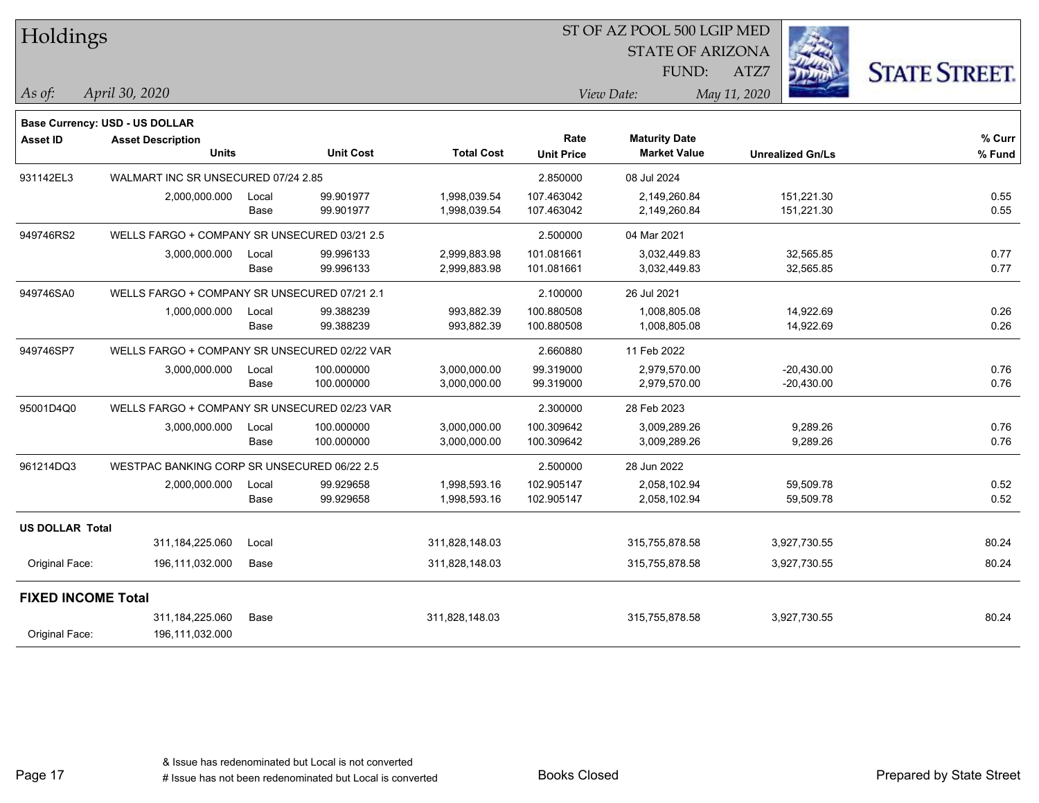# Holdings

ST OF AZ POOL 500 LGIP MED
STATE OF ARIZONA
FUND: ATZ7

*As of:* *April 30, 2020*

*View Date:* *May 11, 2020*

**Base Currency: USD - US DOLLAR**

| Asset ID | Asset Description / Units | | Unit Cost | Total Cost | Rate / Unit Price | Maturity Date / Market Value | Unrealized Gn/Ls | % Curr / % Fund |
|---|---|---|---|---|---|---|---|---|
| 931142EL3 | WALMART INC SR UNSECURED 07/24 2.85 | | | | 2.850000 | 08 Jul 2024 | | |
| | 2,000,000.000 | Local | 99.901977 | 1,998,039.54 | 107.463042 | 2,149,260.84 | 151,221.30 | 0.55 |
| | | Base | 99.901977 | 1,998,039.54 | 107.463042 | 2,149,260.84 | 151,221.30 | 0.55 |
| 949746RS2 | WELLS FARGO + COMPANY SR UNSECURED 03/21 2.5 | | | | 2.500000 | 04 Mar 2021 | | |
| | 3,000,000.000 | Local | 99.996133 | 2,999,883.98 | 101.081661 | 3,032,449.83 | 32,565.85 | 0.77 |
| | | Base | 99.996133 | 2,999,883.98 | 101.081661 | 3,032,449.83 | 32,565.85 | 0.77 |
| 949746SA0 | WELLS FARGO + COMPANY SR UNSECURED 07/21 2.1 | | | | 2.100000 | 26 Jul 2021 | | |
| | 1,000,000.000 | Local | 99.388239 | 993,882.39 | 100.880508 | 1,008,805.08 | 14,922.69 | 0.26 |
| | | Base | 99.388239 | 993,882.39 | 100.880508 | 1,008,805.08 | 14,922.69 | 0.26 |
| 949746SP7 | WELLS FARGO + COMPANY SR UNSECURED 02/22 VAR | | | | 2.660880 | 11 Feb 2022 | | |
| | 3,000,000.000 | Local | 100.000000 | 3,000,000.00 | 99.319000 | 2,979,570.00 | -20,430.00 | 0.76 |
| | | Base | 100.000000 | 3,000,000.00 | 99.319000 | 2,979,570.00 | -20,430.00 | 0.76 |
| 95001D4Q0 | WELLS FARGO + COMPANY SR UNSECURED 02/23 VAR | | | | 2.300000 | 28 Feb 2023 | | |
| | 3,000,000.000 | Local | 100.000000 | 3,000,000.00 | 100.309642 | 3,009,289.26 | 9,289.26 | 0.76 |
| | | Base | 100.000000 | 3,000,000.00 | 100.309642 | 3,009,289.26 | 9,289.26 | 0.76 |
| 961214DQ3 | WESTPAC BANKING CORP SR UNSECURED 06/22 2.5 | | | | 2.500000 | 28 Jun 2022 | | |
| | 2,000,000.000 | Local | 99.929658 | 1,998,593.16 | 102.905147 | 2,058,102.94 | 59,509.78 | 0.52 |
| | | Base | 99.929658 | 1,998,593.16 | 102.905147 | 2,058,102.94 | 59,509.78 | 0.52 |
| **US DOLLAR Total** | | | | | | | | |
| | 311,184,225.060 | Local | | 311,828,148.03 | | 315,755,878.58 | 3,927,730.55 | 80.24 |
| Original Face: | 196,111,032.000 | Base | | 311,828,148.03 | | 315,755,878.58 | 3,927,730.55 | 80.24 |
| **FIXED INCOME Total** | | | | | | | | |
| | 311,184,225.060 | Base | | 311,828,148.03 | | 315,755,878.58 | 3,927,730.55 | 80.24 |
| Original Face: | 196,111,032.000 | | | | | | | |

& Issue has redenominated but Local is not converted
# Issue has not been redenominated but Local is converted

Books Closed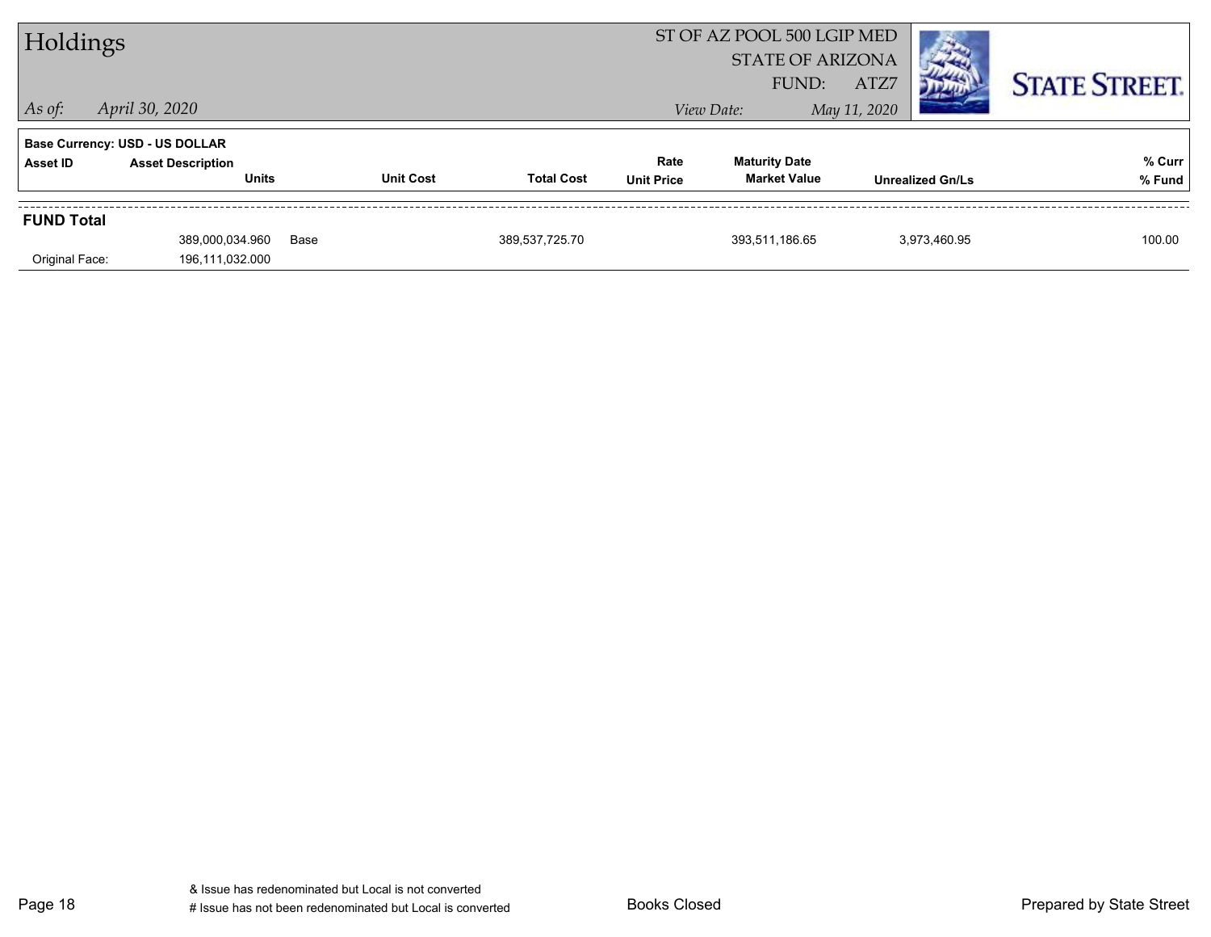# Holdings

ST OF AZ POOL 500 LGIP MED
STATE OF ARIZONA
FUND: ATZ7

*As of:* *April 30, 2020*

*View Date:* *May 11, 2020*

**STATE STREET.**

**Base Currency: USD - US DOLLAR**

| Asset ID | Asset Description / Units | | Unit Cost | Total Cost | Rate / Unit Price | Maturity Date / Market Value | Unrealized Gn/Ls | % Curr / % Fund |
|---|---|---|---|---|---|---|---|---|
| **FUND Total** | | | | | | | | |
| | 389,000,034.960 | Base | | 389,537,725.70 | | 393,511,186.65 | 3,973,460.95 | 100.00 |
| Original Face: | 196,111,032.000 | | | | | | | |

& Issue has redenominated but Local is not converted
# Issue has not been redenominated but Local is converted

Books Closed

Prepared by State Street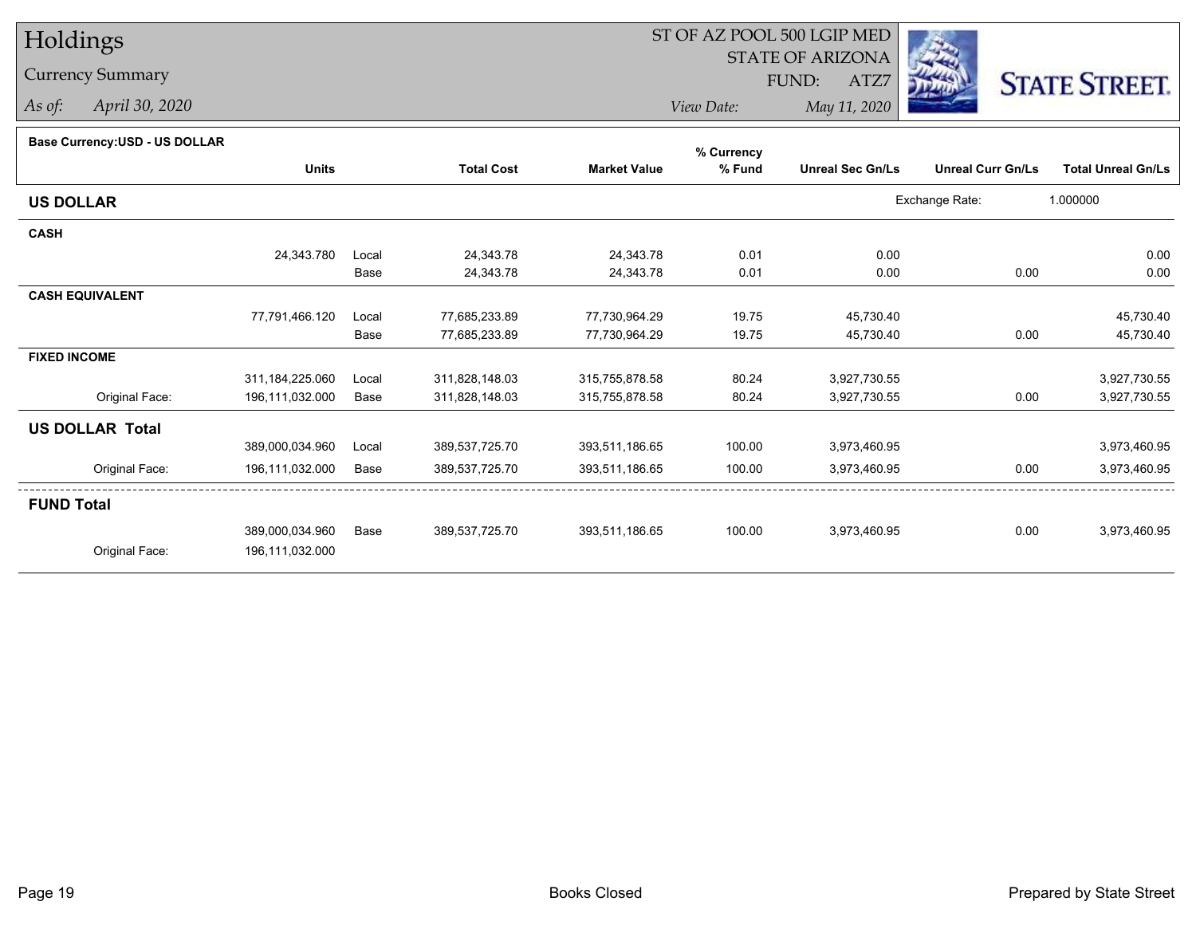# Holdings

## Currency Summary

*As of:* *April 30, 2020*

ST OF AZ POOL 500 LGIP MED
STATE OF ARIZONA
FUND: ATZ7

*View Date:* *May 11, 2020*

**Base Currency:USD - US DOLLAR**

| | Units | | Total Cost | Market Value | % Currency % Fund | Unreal Sec Gn/Ls | Unreal Curr Gn/Ls | Total Unreal Gn/Ls |
|---|---|---|---|---|---|---|---|---|
| **US DOLLAR** | | | | | | Exchange Rate: | 1.000000 | |
| **CASH** | | | | | | | | |
| | 24,343.780 | Local | 24,343.78 | 24,343.78 | 0.01 | 0.00 | | 0.00 |
| | | Base | 24,343.78 | 24,343.78 | 0.01 | 0.00 | 0.00 | 0.00 |
| **CASH EQUIVALENT** | | | | | | | | |
| | 77,791,466.120 | Local | 77,685,233.89 | 77,730,964.29 | 19.75 | 45,730.40 | | 45,730.40 |
| | | Base | 77,685,233.89 | 77,730,964.29 | 19.75 | 45,730.40 | 0.00 | 45,730.40 |
| **FIXED INCOME** | | | | | | | | |
| | 311,184,225.060 | Local | 311,828,148.03 | 315,755,878.58 | 80.24 | 3,927,730.55 | | 3,927,730.55 |
| Original Face: | 196,111,032.000 | Base | 311,828,148.03 | 315,755,878.58 | 80.24 | 3,927,730.55 | 0.00 | 3,927,730.55 |
| **US DOLLAR Total** | | | | | | | | |
| | 389,000,034.960 | Local | 389,537,725.70 | 393,511,186.65 | 100.00 | 3,973,460.95 | | 3,973,460.95 |
| Original Face: | 196,111,032.000 | Base | 389,537,725.70 | 393,511,186.65 | 100.00 | 3,973,460.95 | 0.00 | 3,973,460.95 |
| **FUND Total** | | | | | | | | |
| | 389,000,034.960 | Base | 389,537,725.70 | 393,511,186.65 | 100.00 | 3,973,460.95 | 0.00 | 3,973,460.95 |
| Original Face: | 196,111,032.000 | | | | | | | |

Books Closed

Prepared by State Street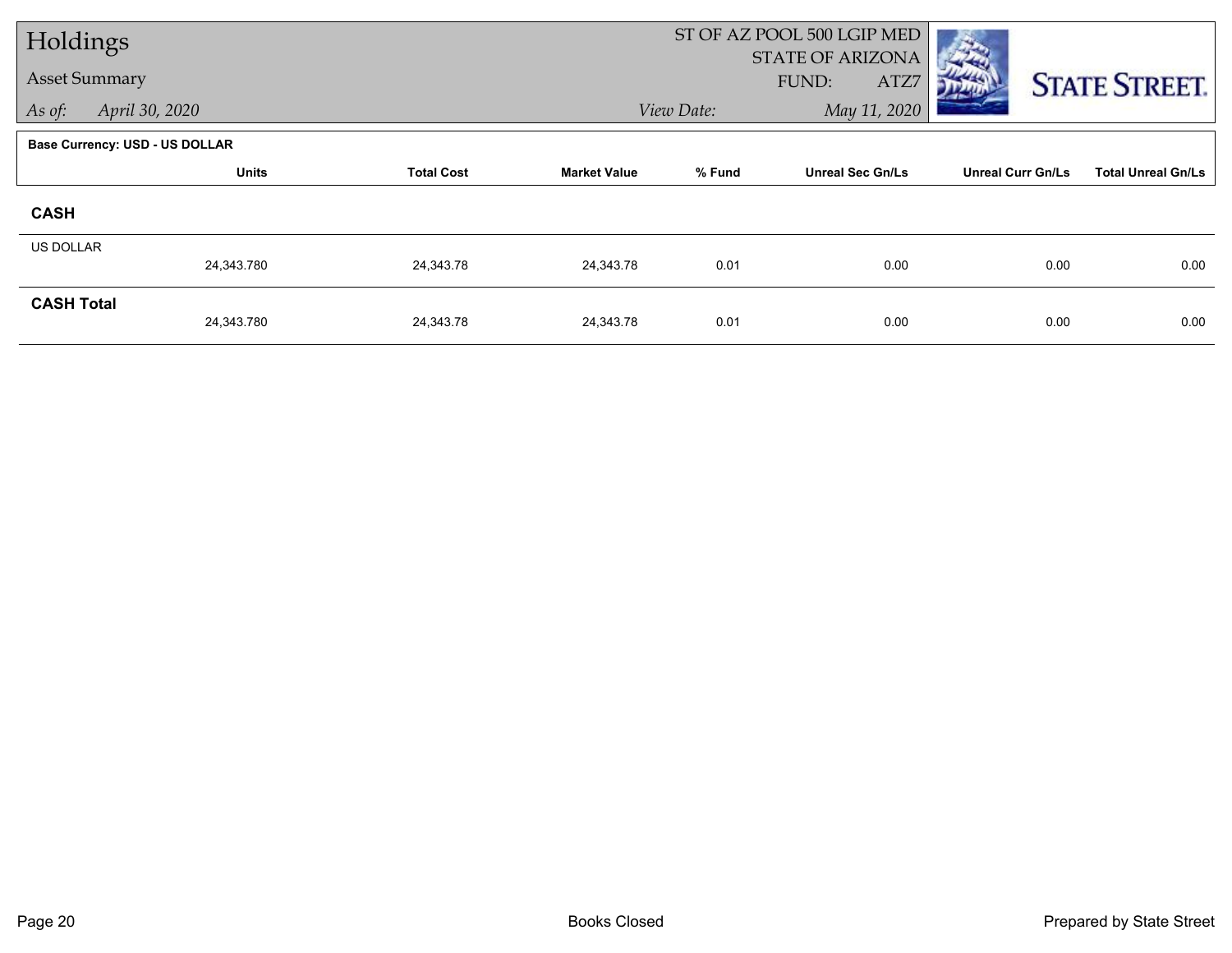# Holdings

## Asset Summary

*As of:* *April 30, 2020*

ST OF AZ POOL 500 LGIP MED
STATE OF ARIZONA
FUND: ATZ7

*View Date:* *May 11, 2020*

STATE STREET.

**Base Currency: USD - US DOLLAR**

| | Units | Total Cost | Market Value | % Fund | Unreal Sec Gn/Ls | Unreal Curr Gn/Ls | Total Unreal Gn/Ls |
|---|---|---|---|---|---|---|---|
| **CASH** | | | | | | | |
| US DOLLAR | 24,343.780 | 24,343.78 | 24,343.78 | 0.01 | 0.00 | 0.00 | 0.00 |
| **CASH Total** | 24,343.780 | 24,343.78 | 24,343.78 | 0.01 | 0.00 | 0.00 | 0.00 |

Books Closed

Prepared by State Street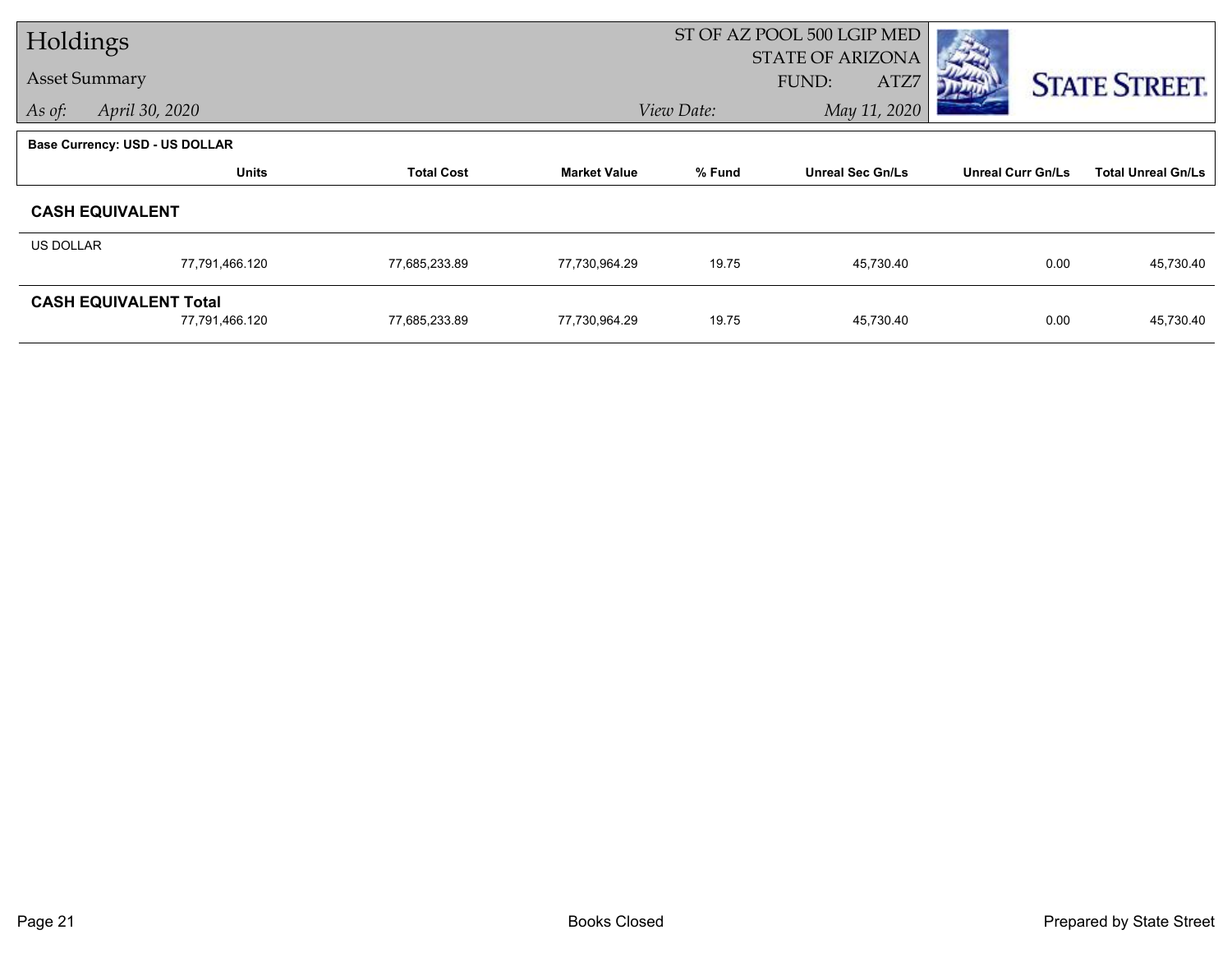# Holdings

**Asset Summary**

*As of:* *April 30, 2020*

ST OF AZ POOL 500 LGIP MED
STATE OF ARIZONA
FUND: ATZ7

*View Date:* *May 11, 2020*

STATE STREET.

**Base Currency: USD - US DOLLAR**

| | Units | Total Cost | Market Value | % Fund | Unreal Sec Gn/Ls | Unreal Curr Gn/Ls | Total Unreal Gn/Ls |
|---|---|---|---|---|---|---|---|
| **CASH EQUIVALENT** | | | | | | | |
| US DOLLAR | 77,791,466.120 | 77,685,233.89 | 77,730,964.29 | 19.75 | 45,730.40 | 0.00 | 45,730.40 |
| **CASH EQUIVALENT Total** | 77,791,466.120 | 77,685,233.89 | 77,730,964.29 | 19.75 | 45,730.40 | 0.00 | 45,730.40 |

Books Closed

Prepared by State Street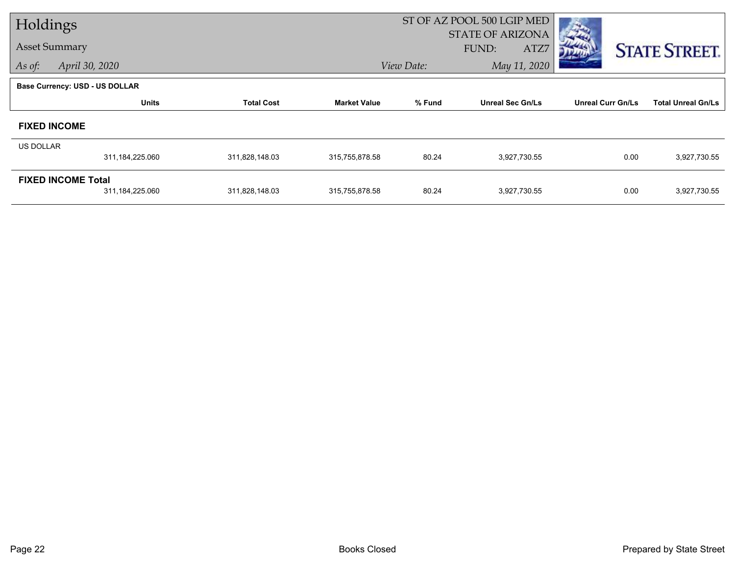# Holdings

## Asset Summary

*As of:* *April 30, 2020*

ST OF AZ POOL 500 LGIP MED
STATE OF ARIZONA
FUND: ATZ7
*View Date:* *May 11, 2020*

STATE STREET.

**Base Currency: USD - US DOLLAR**

| | Units | Total Cost | Market Value | % Fund | Unreal Sec Gn/Ls | Unreal Curr Gn/Ls | Total Unreal Gn/Ls |
|---|---|---|---|---|---|---|---|
| **FIXED INCOME** | | | | | | | |
| US DOLLAR | 311,184,225.060 | 311,828,148.03 | 315,755,878.58 | 80.24 | 3,927,730.55 | 0.00 | 3,927,730.55 |
| **FIXED INCOME Total** | 311,184,225.060 | 311,828,148.03 | 315,755,878.58 | 80.24 | 3,927,730.55 | 0.00 | 3,927,730.55 |

Books Closed

Prepared by State Street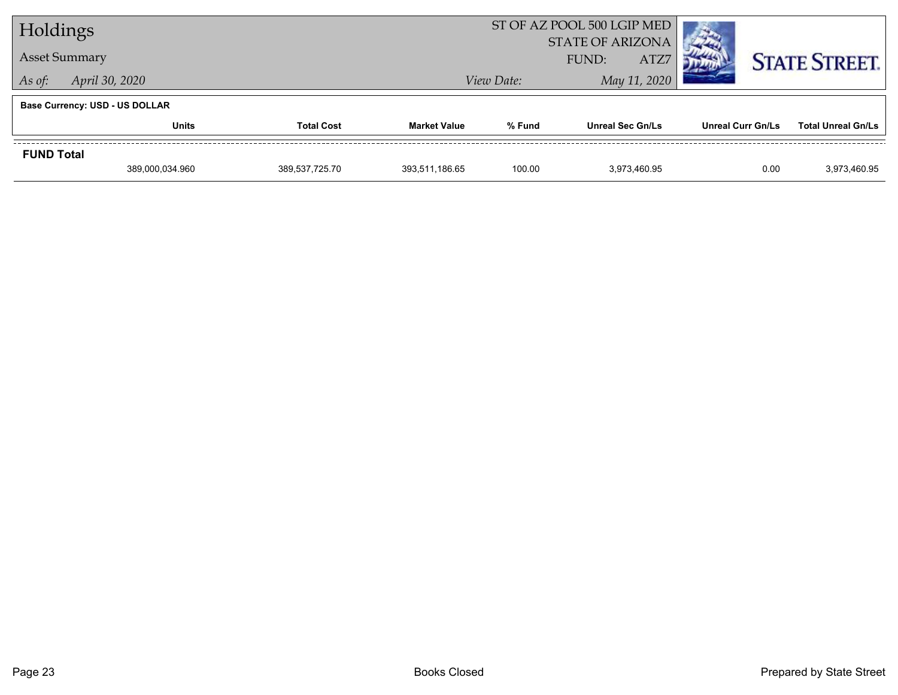# Holdings

## Asset Summary

*As of:* *April 30, 2020*

ST OF AZ POOL 500 LGIP MED
STATE OF ARIZONA
FUND: ATZ7
*View Date:* *May 11, 2020*

**Base Currency: USD - US DOLLAR**

| | Units | Total Cost | Market Value | % Fund | Unreal Sec Gn/Ls | Unreal Curr Gn/Ls | Total Unreal Gn/Ls |
|---|---|---|---|---|---|---|---|
| **FUND Total** | | | | | | | |
| | 389,000,034.960 | 389,537,725.70 | 393,511,186.65 | 100.00 | 3,973,460.95 | 0.00 | 3,973,460.95 |

Books Closed

Prepared by State Street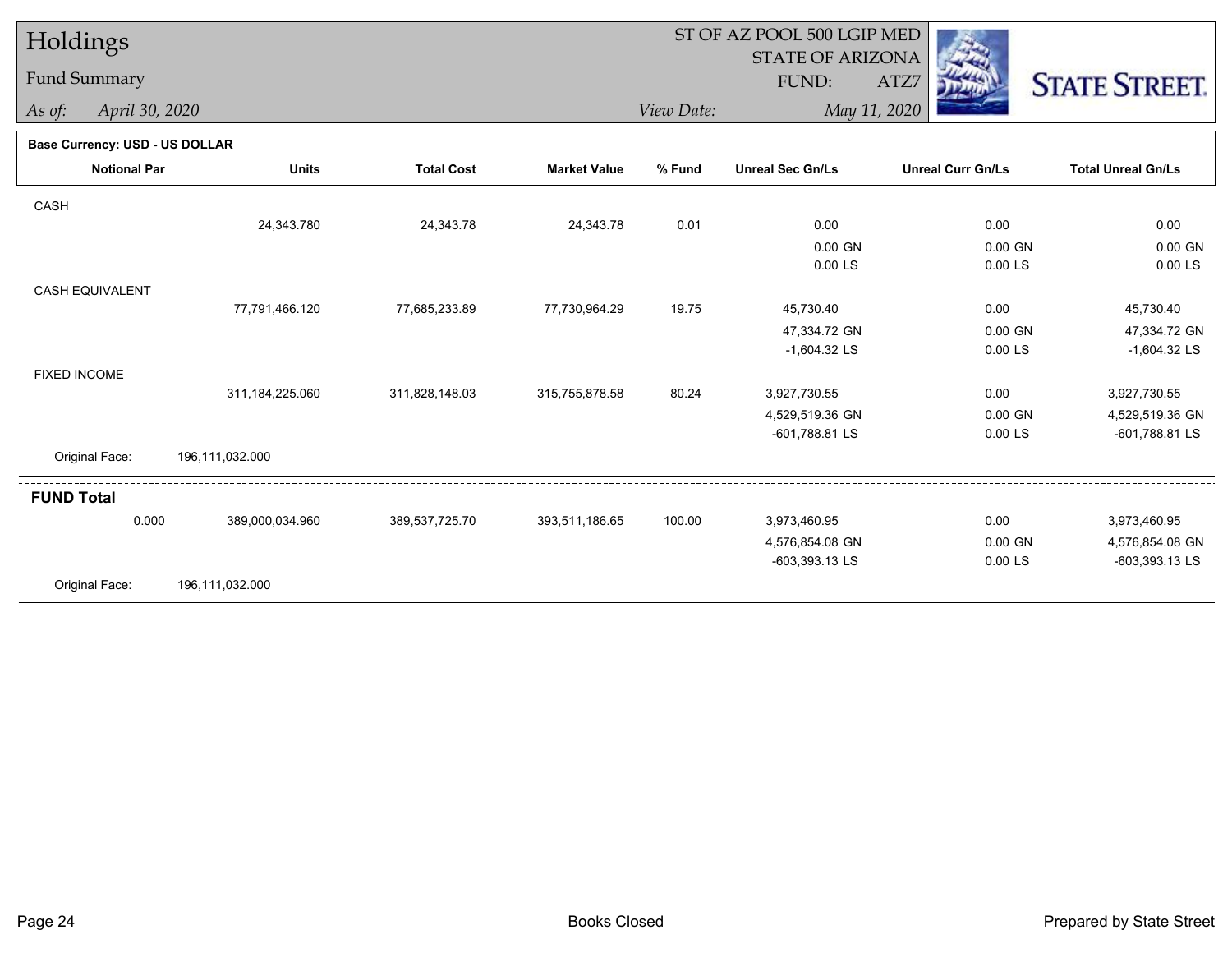# Holdings

Fund Summary

*As of:* *April 30, 2020*

ST OF AZ POOL 500 LGIP MED
STATE OF ARIZONA
FUND: ATZ7

*View Date:* *May 11, 2020*

STATE STREET.

**Base Currency: USD - US DOLLAR**

| Notional Par | Units | Total Cost | Market Value | % Fund | Unreal Sec Gn/Ls | Unreal Curr Gn/Ls | Total Unreal Gn/Ls |
|---|---|---|---|---|---|---|---|
| CASH | | | | | | | |
| | 24,343.780 | 24,343.78 | 24,343.78 | 0.01 | 0.00 | 0.00 | 0.00 |
| | | | | | 0.00 GN | 0.00 GN | 0.00 GN |
| | | | | | 0.00 LS | 0.00 LS | 0.00 LS |
| CASH EQUIVALENT | | | | | | | |
| | 77,791,466.120 | 77,685,233.89 | 77,730,964.29 | 19.75 | 45,730.40 | 0.00 | 45,730.40 |
| | | | | | 47,334.72 GN | 0.00 GN | 47,334.72 GN |
| | | | | | -1,604.32 LS | 0.00 LS | -1,604.32 LS |
| FIXED INCOME | | | | | | | |
| | 311,184,225.060 | 311,828,148.03 | 315,755,878.58 | 80.24 | 3,927,730.55 | 0.00 | 3,927,730.55 |
| | | | | | 4,529,519.36 GN | 0.00 GN | 4,529,519.36 GN |
| | | | | | -601,788.81 LS | 0.00 LS | -601,788.81 LS |
| Original Face: 196,111,032.000 | | | | | | | |
| **FUND Total** | | | | | | | |
| 0.000 | 389,000,034.960 | 389,537,725.70 | 393,511,186.65 | 100.00 | 3,973,460.95 | 0.00 | 3,973,460.95 |
| | | | | | 4,576,854.08 GN | 0.00 GN | 4,576,854.08 GN |
| | | | | | -603,393.13 LS | 0.00 LS | -603,393.13 LS |
| Original Face: 196,111,032.000 | | | | | | | |

Books Closed

Prepared by State Street